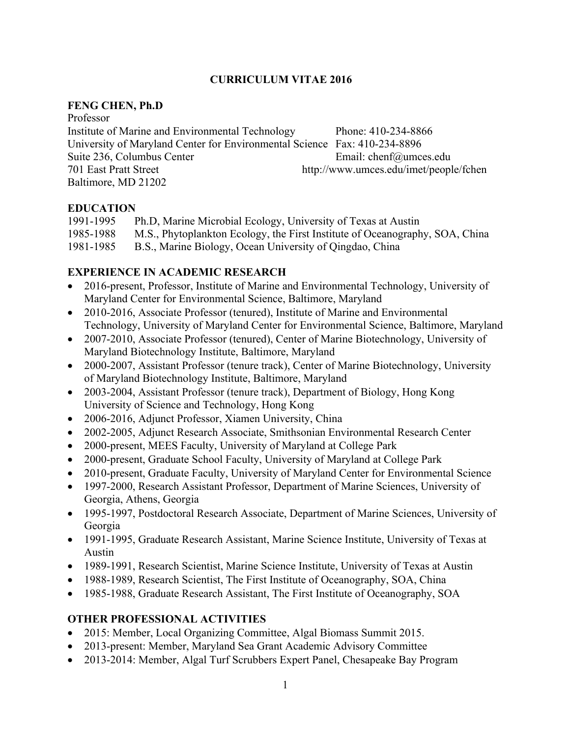# CURRICULUM VITAE 2016

**FENG CHEN, Ph.D**
Professor
Institute of Marine and Environmental Technology
University of Maryland Center for Environmental Science
Suite 236, Columbus Center
701 East Pratt Street
Baltimore, MD 21202

Phone: 410-234-8866
Fax: 410-234-8896
Email: chenf@umces.edu
http://www.umces.edu/imet/people/fchen

## EDUCATION

1991-1995 Ph.D, Marine Microbial Ecology, University of Texas at Austin
1985-1988 M.S., Phytoplankton Ecology, the First Institute of Oceanography, SOA, China
1981-1985 B.S., Marine Biology, Ocean University of Qingdao, China

## EXPERIENCE IN ACADEMIC RESEARCH

- 2016-present, Professor, Institute of Marine and Environmental Technology, University of Maryland Center for Environmental Science, Baltimore, Maryland
- 2010-2016, Associate Professor (tenured), Institute of Marine and Environmental Technology, University of Maryland Center for Environmental Science, Baltimore, Maryland
- 2007-2010, Associate Professor (tenured), Center of Marine Biotechnology, University of Maryland Biotechnology Institute, Baltimore, Maryland
- 2000-2007, Assistant Professor (tenure track), Center of Marine Biotechnology, University of Maryland Biotechnology Institute, Baltimore, Maryland
- 2003-2004, Assistant Professor (tenure track), Department of Biology, Hong Kong University of Science and Technology, Hong Kong
- 2006-2016, Adjunct Professor, Xiamen University, China
- 2002-2005, Adjunct Research Associate, Smithsonian Environmental Research Center
- 2000-present, MEES Faculty, University of Maryland at College Park
- 2000-present, Graduate School Faculty, University of Maryland at College Park
- 2010-present, Graduate Faculty, University of Maryland Center for Environmental Science
- 1997-2000, Research Assistant Professor, Department of Marine Sciences, University of Georgia, Athens, Georgia
- 1995-1997, Postdoctoral Research Associate, Department of Marine Sciences, University of Georgia
- 1991-1995, Graduate Research Assistant, Marine Science Institute, University of Texas at Austin
- 1989-1991, Research Scientist, Marine Science Institute, University of Texas at Austin
- 1988-1989, Research Scientist, The First Institute of Oceanography, SOA, China
- 1985-1988, Graduate Research Assistant, The First Institute of Oceanography, SOA

## OTHER PROFESSIONAL ACTIVITIES

- 2015: Member, Local Organizing Committee, Algal Biomass Summit 2015.
- 2013-present: Member, Maryland Sea Grant Academic Advisory Committee
- 2013-2014: Member, Algal Turf Scrubbers Expert Panel, Chesapeake Bay Program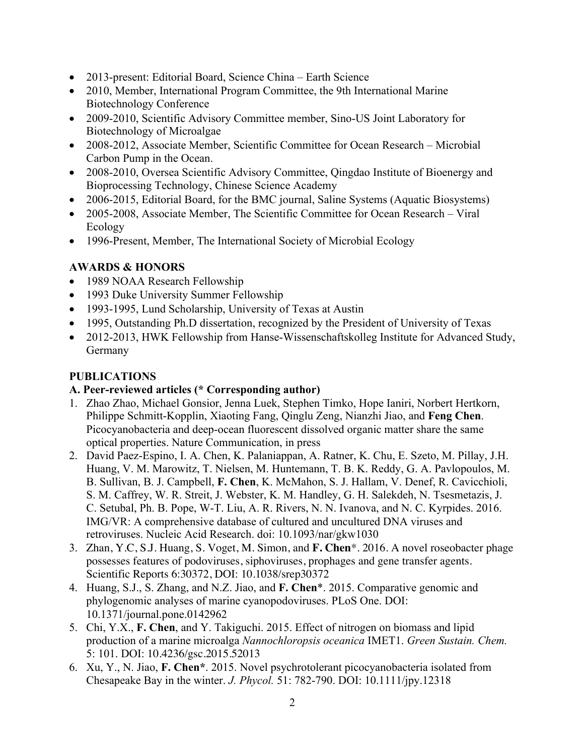- 2013-present: Editorial Board, Science China – Earth Science
- 2010, Member, International Program Committee, the 9th International Marine Biotechnology Conference
- 2009-2010, Scientific Advisory Committee member, Sino-US Joint Laboratory for Biotechnology of Microalgae
- 2008-2012, Associate Member, Scientific Committee for Ocean Research – Microbial Carbon Pump in the Ocean.
- 2008-2010, Oversea Scientific Advisory Committee, Qingdao Institute of Bioenergy and Bioprocessing Technology, Chinese Science Academy
- 2006-2015, Editorial Board, for the BMC journal, Saline Systems (Aquatic Biosystems)
- 2005-2008, Associate Member, The Scientific Committee for Ocean Research – Viral Ecology
- 1996-Present, Member, The International Society of Microbial Ecology

## AWARDS & HONORS

- 1989 NOAA Research Fellowship
- 1993 Duke University Summer Fellowship
- 1993-1995, Lund Scholarship, University of Texas at Austin
- 1995, Outstanding Ph.D dissertation, recognized by the President of University of Texas
- 2012-2013, HWK Fellowship from Hanse-Wissenschaftskolleg Institute for Advanced Study, Germany

## PUBLICATIONS

### A. Peer-reviewed articles (* Corresponding author)

1. Zhao Zhao, Michael Gonsior, Jenna Luek, Stephen Timko, Hope Ianiri, Norbert Hertkorn, Philippe Schmitt-Kopplin, Xiaoting Fang, Qinglu Zeng, Nianzhi Jiao, and **Feng Chen**. Picocyanobacteria and deep-ocean fluorescent dissolved organic matter share the same optical properties. Nature Communication, in press
2. David Paez-Espino, I. A. Chen, K. Palaniappan, A. Ratner, K. Chu, E. Szeto, M. Pillay, J.H. Huang, V. M. Marowitz, T. Nielsen, M. Huntemann, T. B. K. Reddy, G. A. Pavlopoulos, M. B. Sullivan, B. J. Campbell, **F. Chen**, K. McMahon, S. J. Hallam, V. Denef, R. Cavicchioli, S. M. Caffrey, W. R. Streit, J. Webster, K. M. Handley, G. H. Salekdeh, N. Tsesmetazis, J. C. Setubal, Ph. B. Pope, W-T. Liu, A. R. Rivers, N. N. Ivanova, and N. C. Kyrpides. 2016. IMG/VR: A comprehensive database of cultured and uncultured DNA viruses and retroviruses. Nucleic Acid Research. doi: 10.1093/nar/gkw1030
3. Zhan, Y.C, S.J. Huang, S. Voget, M. Simon, and **F. Chen***. 2016. A novel roseobacter phage possesses features of podoviruses, siphoviruses, prophages and gene transfer agents. Scientific Reports 6:30372, DOI: 10.1038/srep30372
4. Huang, S.J., S. Zhang, and N.Z. Jiao, and **F. Chen***. 2015. Comparative genomic and phylogenomic analyses of marine cyanopodoviruses. PLoS One. DOI: 10.1371/journal.pone.0142962
5. Chi, Y.X., **F. Chen**, and Y. Takiguchi. 2015. Effect of nitrogen on biomass and lipid production of a marine microalga *Nannochloropsis oceanica* IMET1. *Green Sustain. Chem.* 5: 101. DOI: 10.4236/gsc.2015.52013
6. Xu, Y., N. Jiao, **F. Chen***. 2015. Novel psychrotolerant picocyanobacteria isolated from Chesapeake Bay in the winter. *J. Phycol.* 51: 782-790. DOI: 10.1111/jpy.12318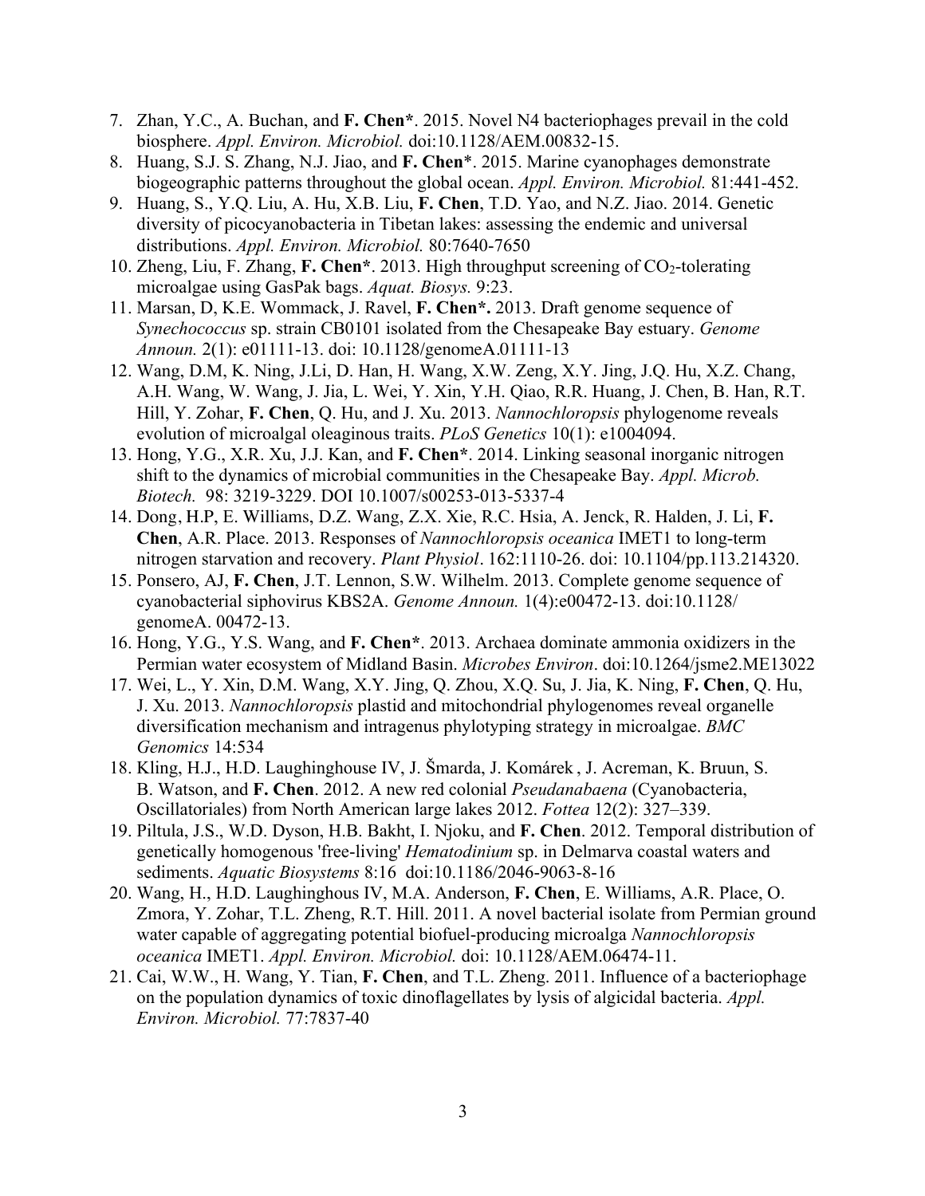7. Zhan, Y.C., A. Buchan, and **F. Chen***. 2015. Novel N4 bacteriophages prevail in the cold biosphere. *Appl. Environ. Microbiol.* doi:10.1128/AEM.00832-15.
8. Huang, S.J. S. Zhang, N.J. Jiao, and **F. Chen***. 2015. Marine cyanophages demonstrate biogeographic patterns throughout the global ocean. *Appl. Environ. Microbiol.* 81:441-452.
9. Huang, S., Y.Q. Liu, A. Hu, X.B. Liu, **F. Chen**, T.D. Yao, and N.Z. Jiao. 2014. Genetic diversity of picocyanobacteria in Tibetan lakes: assessing the endemic and universal distributions. *Appl. Environ. Microbiol.* 80:7640-7650
10. Zheng, Liu, F. Zhang, **F. Chen***. 2013. High throughput screening of $CO_2$-tolerating microalgae using GasPak bags. *Aquat. Biosys.* 9:23.
11. Marsan, D, K.E. Wommack, J. Ravel, **F. Chen*.** 2013. Draft genome sequence of *Synechococcus* sp. strain CB0101 isolated from the Chesapeake Bay estuary. *Genome Announ.* 2(1): e01111-13. doi: 10.1128/genomeA.01111-13
12. Wang, D.M, K. Ning, J.Li, D. Han, H. Wang, X.W. Zeng, X.Y. Jing, J.Q. Hu, X.Z. Chang, A.H. Wang, W. Wang, J. Jia, L. Wei, Y. Xin, Y.H. Qiao, R.R. Huang, J. Chen, B. Han, R.T. Hill, Y. Zohar, **F. Chen**, Q. Hu, and J. Xu. 2013. *Nannochloropsis* phylogenome reveals evolution of microalgal oleaginous traits. *PLoS Genetics* 10(1): e1004094.
13. Hong, Y.G., X.R. Xu, J.J. Kan, and **F. Chen***. 2014. Linking seasonal inorganic nitrogen shift to the dynamics of microbial communities in the Chesapeake Bay. *Appl. Microb. Biotech.* 98: 3219-3229. DOI 10.1007/s00253-013-5337-4
14. Dong, H.P, E. Williams, D.Z. Wang, Z.X. Xie, R.C. Hsia, A. Jenck, R. Halden, J. Li, **F. Chen**, A.R. Place. 2013. Responses of *Nannochloropsis oceanica* IMET1 to long-term nitrogen starvation and recovery. *Plant Physiol*. 162:1110-26. doi: 10.1104/pp.113.214320.
15. Ponsero, AJ, **F. Chen**, J.T. Lennon, S.W. Wilhelm. 2013. Complete genome sequence of cyanobacterial siphovirus KBS2A. *Genome Announ.* 1(4):e00472-13. doi:10.1128/ genomeA. 00472-13.
16. Hong, Y.G., Y.S. Wang, and **F. Chen***. 2013. Archaea dominate ammonia oxidizers in the Permian water ecosystem of Midland Basin. *Microbes Environ*. doi:10.1264/jsme2.ME13022
17. Wei, L., Y. Xin, D.M. Wang, X.Y. Jing, Q. Zhou, X.Q. Su, J. Jia, K. Ning, **F. Chen**, Q. Hu, J. Xu. 2013. *Nannochloropsis* plastid and mitochondrial phylogenomes reveal organelle diversification mechanism and intragenus phylotyping strategy in microalgae. *BMC Genomics* 14:534
18. Kling, H.J., H.D. Laughinghouse IV, J. Šmarda, J. Komárek , J. Acreman, K. Bruun, S. B. Watson, and **F. Chen**. 2012. A new red colonial *Pseudanabaena* (Cyanobacteria, Oscillatoriales) from North American large lakes 2012. *Fottea* 12(2): 327–339.
19. Piltula, J.S., W.D. Dyson, H.B. Bakht, I. Njoku, and **F. Chen**. 2012. Temporal distribution of genetically homogenous 'free-living' *Hematodinium* sp. in Delmarva coastal waters and sediments. *Aquatic Biosystems* 8:16 doi:10.1186/2046-9063-8-16
20. Wang, H., H.D. Laughinghous IV, M.A. Anderson, **F. Chen**, E. Williams, A.R. Place, O. Zmora, Y. Zohar, T.L. Zheng, R.T. Hill. 2011. A novel bacterial isolate from Permian ground water capable of aggregating potential biofuel-producing microalga *Nannochloropsis oceanica* IMET1. *Appl. Environ. Microbiol.* doi: 10.1128/AEM.06474-11.
21. Cai, W.W., H. Wang, Y. Tian, **F. Chen**, and T.L. Zheng. 2011. Influence of a bacteriophage on the population dynamics of toxic dinoflagellates by lysis of algicidal bacteria. *Appl. Environ. Microbiol.* 77:7837-40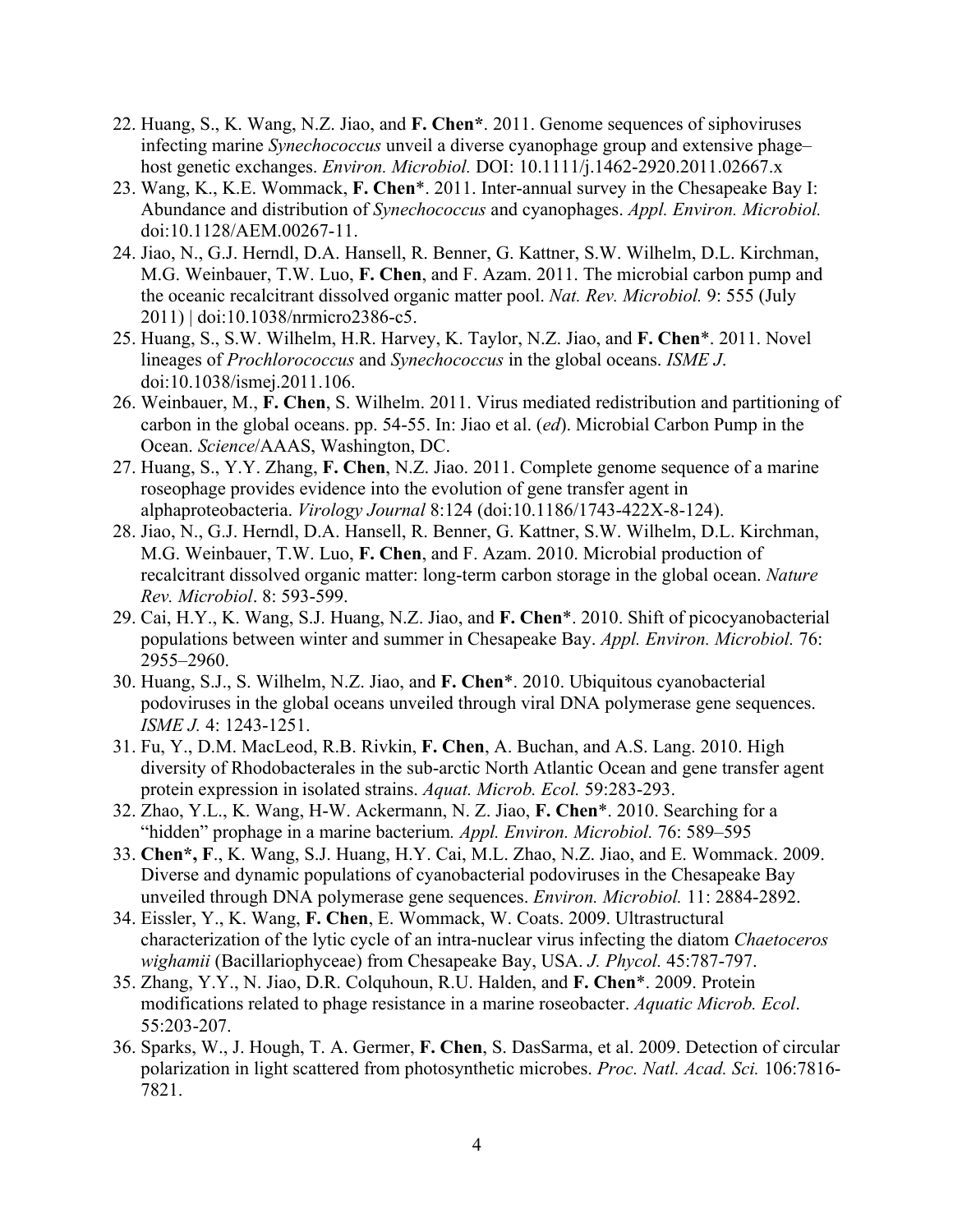22. Huang, S., K. Wang, N.Z. Jiao, and **F. Chen***. 2011. Genome sequences of siphoviruses infecting marine *Synechococcus* unveil a diverse cyanophage group and extensive phage–host genetic exchanges. *Environ. Microbiol.* DOI: 10.1111/j.1462-2920.2011.02667.x
23. Wang, K., K.E. Wommack, **F. Chen***. 2011. Inter-annual survey in the Chesapeake Bay I: Abundance and distribution of *Synechococcus* and cyanophages. *Appl. Environ. Microbiol.* doi:10.1128/AEM.00267-11.
24. Jiao, N., G.J. Herndl, D.A. Hansell, R. Benner, G. Kattner, S.W. Wilhelm, D.L. Kirchman, M.G. Weinbauer, T.W. Luo, **F. Chen**, and F. Azam. 2011. The microbial carbon pump and the oceanic recalcitrant dissolved organic matter pool. *Nat. Rev. Microbiol.* 9: 555 (July 2011) | doi:10.1038/nrmicro2386-c5.
25. Huang, S., S.W. Wilhelm, H.R. Harvey, K. Taylor, N.Z. Jiao, and **F. Chen***. 2011. Novel lineages of *Prochlorococcus* and *Synechococcus* in the global oceans. *ISME J*. doi:10.1038/ismej.2011.106.
26. Weinbauer, M., **F. Chen**, S. Wilhelm. 2011. Virus mediated redistribution and partitioning of carbon in the global oceans. pp. 54-55. In: Jiao et al. (*ed*). Microbial Carbon Pump in the Ocean. *Science*/AAAS, Washington, DC.
27. Huang, S., Y.Y. Zhang, **F. Chen**, N.Z. Jiao. 2011. Complete genome sequence of a marine roseophage provides evidence into the evolution of gene transfer agent in alphaproteobacteria. *Virology Journal* 8:124 (doi:10.1186/1743-422X-8-124).
28. Jiao, N., G.J. Herndl, D.A. Hansell, R. Benner, G. Kattner, S.W. Wilhelm, D.L. Kirchman, M.G. Weinbauer, T.W. Luo, **F. Chen**, and F. Azam. 2010. Microbial production of recalcitrant dissolved organic matter: long-term carbon storage in the global ocean. *Nature Rev. Microbiol*. 8: 593-599.
29. Cai, H.Y., K. Wang, S.J. Huang, N.Z. Jiao, and **F. Chen***. 2010. Shift of picocyanobacterial populations between winter and summer in Chesapeake Bay. *Appl. Environ. Microbiol.* 76: 2955–2960.
30. Huang, S.J., S. Wilhelm, N.Z. Jiao, and **F. Chen***. 2010. Ubiquitous cyanobacterial podoviruses in the global oceans unveiled through viral DNA polymerase gene sequences. *ISME J.* 4: 1243-1251.
31. Fu, Y., D.M. MacLeod, R.B. Rivkin, **F. Chen**, A. Buchan, and A.S. Lang. 2010. High diversity of Rhodobacterales in the sub-arctic North Atlantic Ocean and gene transfer agent protein expression in isolated strains. *Aquat. Microb. Ecol.* 59:283-293.
32. Zhao, Y.L., K. Wang, H-W. Ackermann, N. Z. Jiao, **F. Chen***. 2010. Searching for a "hidden" prophage in a marine bacterium*.* *Appl. Environ. Microbiol.* 76: 589–595
33. **Chen*, F**., K. Wang, S.J. Huang, H.Y. Cai, M.L. Zhao, N.Z. Jiao, and E. Wommack. 2009. Diverse and dynamic populations of cyanobacterial podoviruses in the Chesapeake Bay unveiled through DNA polymerase gene sequences. *Environ. Microbiol.* 11: 2884-2892.
34. Eissler, Y., K. Wang, **F. Chen**, E. Wommack, W. Coats. 2009. Ultrastructural characterization of the lytic cycle of an intra-nuclear virus infecting the diatom *Chaetoceros wighamii* (Bacillariophyceae) from Chesapeake Bay, USA. *J. Phycol.* 45:787-797.
35. Zhang, Y.Y., N. Jiao, D.R. Colquhoun, R.U. Halden, and **F. Chen***. 2009. Protein modifications related to phage resistance in a marine roseobacter. *Aquatic Microb. Ecol*. 55:203-207.
36. Sparks, W., J. Hough, T. A. Germer, **F. Chen**, S. DasSarma, et al. 2009. Detection of circular polarization in light scattered from photosynthetic microbes. *Proc. Natl. Acad. Sci.* 106:7816-7821.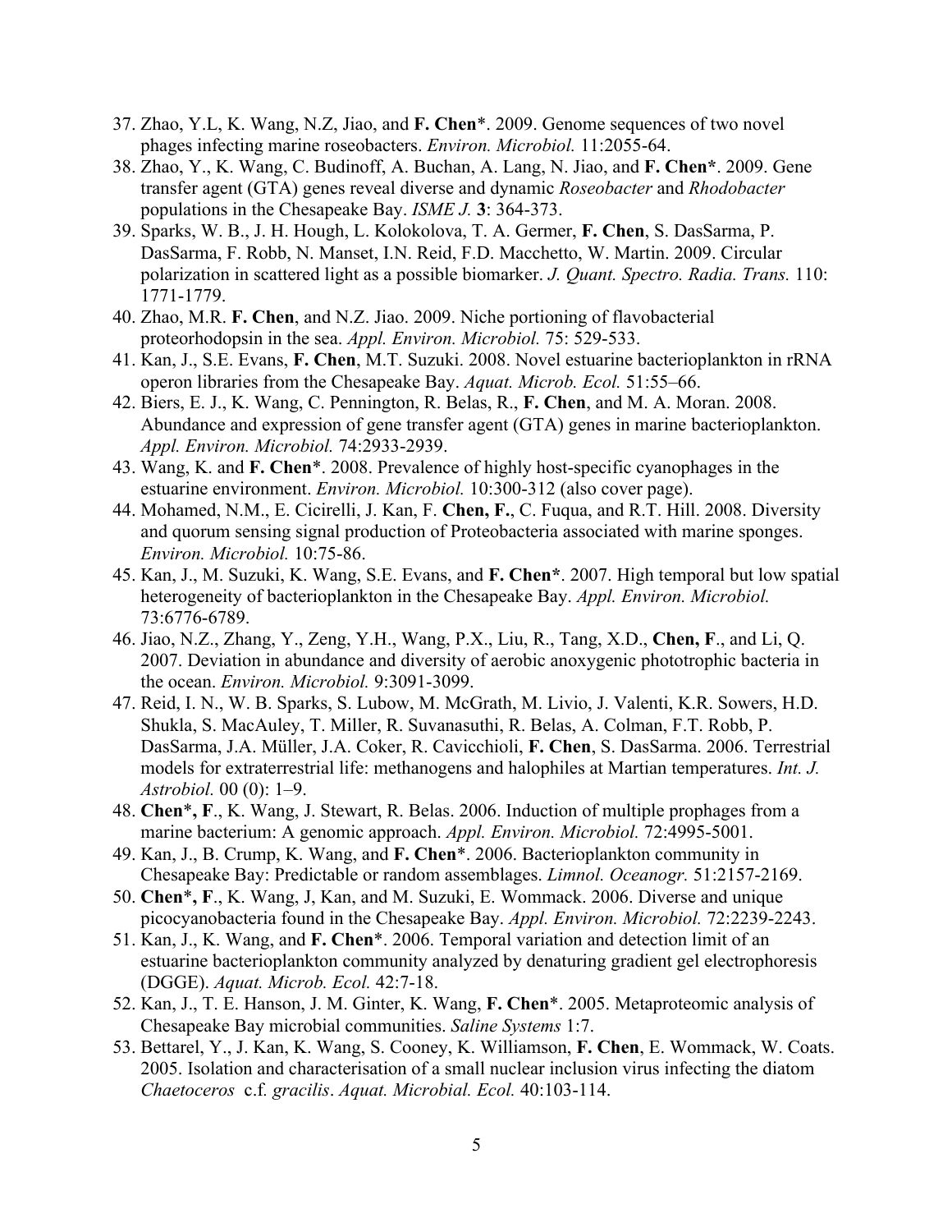37. Zhao, Y.L, K. Wang, N.Z, Jiao, and **F. Chen**\*. 2009. Genome sequences of two novel phages infecting marine roseobacters. *Environ. Microbiol.* 11:2055-64.
38. Zhao, Y., K. Wang, C. Budinoff, A. Buchan, A. Lang, N. Jiao, and **F. Chen\***. 2009. Gene transfer agent (GTA) genes reveal diverse and dynamic *Roseobacter* and *Rhodobacter* populations in the Chesapeake Bay. *ISME J.* **3**: 364-373.
39. Sparks, W. B., J. H. Hough, L. Kolokolova, T. A. Germer, **F. Chen**, S. DasSarma, P. DasSarma, F. Robb, N. Manset, I.N. Reid, F.D. Macchetto, W. Martin. 2009. Circular polarization in scattered light as a possible biomarker. *J. Quant. Spectro. Radia. Trans.* 110: 1771-1779.
40. Zhao, M.R. **F. Chen**, and N.Z. Jiao. 2009. Niche portioning of flavobacterial proteorhodopsin in the sea. *Appl. Environ. Microbiol.* 75: 529-533.
41. Kan, J., S.E. Evans, **F. Chen**, M.T. Suzuki. 2008. Novel estuarine bacterioplankton in rRNA operon libraries from the Chesapeake Bay. *Aquat. Microb. Ecol.* 51:55–66.
42. Biers, E. J., K. Wang, C. Pennington, R. Belas, R., **F. Chen**, and M. A. Moran. 2008. Abundance and expression of gene transfer agent (GTA) genes in marine bacterioplankton. *Appl. Environ. Microbiol.* 74:2933-2939.
43. Wang, K. and **F. Chen**\*. 2008. Prevalence of highly host-specific cyanophages in the estuarine environment. *Environ. Microbiol.* 10:300-312 (also cover page).
44. Mohamed, N.M., E. Cicirelli, J. Kan, F. **Chen, F.**, C. Fuqua, and R.T. Hill. 2008. Diversity and quorum sensing signal production of Proteobacteria associated with marine sponges. *Environ. Microbiol.* 10:75-86.
45. Kan, J., M. Suzuki, K. Wang, S.E. Evans, and **F. Chen\***. 2007. High temporal but low spatial heterogeneity of bacterioplankton in the Chesapeake Bay. *Appl. Environ. Microbiol.* 73:6776-6789.
46. Jiao, N.Z., Zhang, Y., Zeng, Y.H., Wang, P.X., Liu, R., Tang, X.D., **Chen, F**., and Li, Q. 2007. Deviation in abundance and diversity of aerobic anoxygenic phototrophic bacteria in the ocean. *Environ. Microbiol.* 9:3091-3099.
47. Reid, I. N., W. B. Sparks, S. Lubow, M. McGrath, M. Livio, J. Valenti, K.R. Sowers, H.D. Shukla, S. MacAuley, T. Miller, R. Suvanasuthi, R. Belas, A. Colman, F.T. Robb, P. DasSarma, J.A. Müller, J.A. Coker, R. Cavicchioli, **F. Chen**, S. DasSarma. 2006. Terrestrial models for extraterrestrial life: methanogens and halophiles at Martian temperatures. *Int. J. Astrobiol.* 00 (0): 1–9.
48. **Chen**\***, F**., K. Wang, J. Stewart, R. Belas. 2006. Induction of multiple prophages from a marine bacterium: A genomic approach. *Appl. Environ. Microbiol.* 72:4995-5001.
49. Kan, J., B. Crump, K. Wang, and **F. Chen**\*. 2006. Bacterioplankton community in Chesapeake Bay: Predictable or random assemblages. *Limnol. Oceanogr.* 51:2157-2169.
50. **Chen**\***, F**., K. Wang, J, Kan, and M. Suzuki, E. Wommack. 2006. Diverse and unique picocyanobacteria found in the Chesapeake Bay. *Appl. Environ. Microbiol.* 72:2239-2243.
51. Kan, J., K. Wang, and **F. Chen**\*. 2006. Temporal variation and detection limit of an estuarine bacterioplankton community analyzed by denaturing gradient gel electrophoresis (DGGE). *Aquat. Microb. Ecol.* 42:7-18.
52. Kan, J., T. E. Hanson, J. M. Ginter, K. Wang, **F. Chen**\*. 2005. Metaproteomic analysis of Chesapeake Bay microbial communities. *Saline Systems* 1:7.
53. Bettarel, Y., J. Kan, K. Wang, S. Cooney, K. Williamson, **F. Chen**, E. Wommack, W. Coats. 2005. Isolation and characterisation of a small nuclear inclusion virus infecting the diatom *Chaetoceros* c.f. *gracilis*. *Aquat. Microbial. Ecol.* 40:103-114.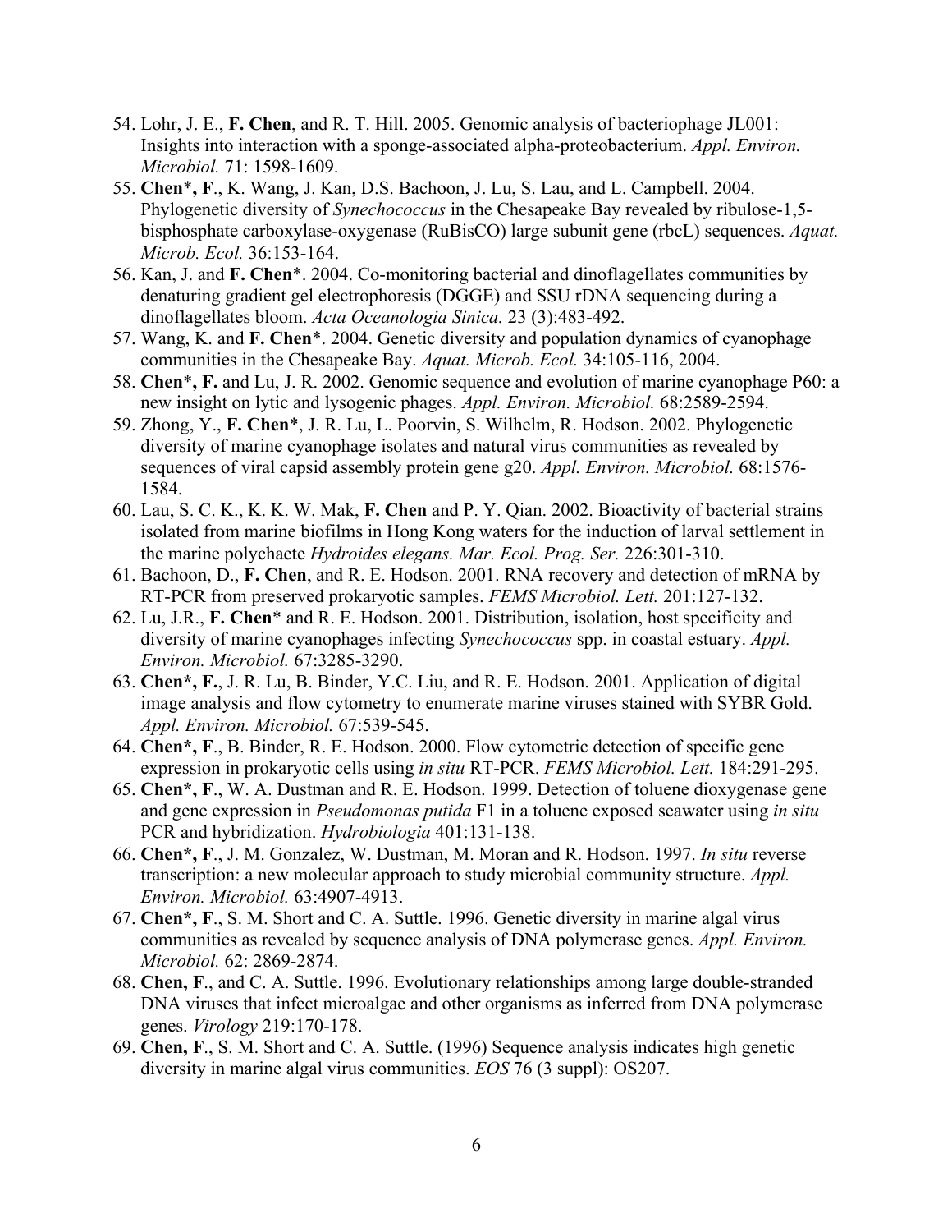54. Lohr, J. E., **F. Chen**, and R. T. Hill. 2005. Genomic analysis of bacteriophage JL001: Insights into interaction with a sponge-associated alpha-proteobacterium. *Appl. Environ. Microbiol.* 71: 1598-1609.
55. **Chen**\***, F**., K. Wang, J. Kan, D.S. Bachoon, J. Lu, S. Lau, and L. Campbell. 2004. Phylogenetic diversity of *Synechococcus* in the Chesapeake Bay revealed by ribulose-1,5-bisphosphate carboxylase-oxygenase (RuBisCO) large subunit gene (rbcL) sequences. *Aquat. Microb. Ecol.* 36:153-164.
56. Kan, J. and **F. Chen**\*. 2004. Co-monitoring bacterial and dinoflagellates communities by denaturing gradient gel electrophoresis (DGGE) and SSU rDNA sequencing during a dinoflagellates bloom. *Acta Oceanologia Sinica.* 23 (3):483-492.
57. Wang, K. and **F. Chen**\*. 2004. Genetic diversity and population dynamics of cyanophage communities in the Chesapeake Bay. *Aquat. Microb. Ecol.* 34:105-116, 2004.
58. **Chen**\***, F.** and Lu, J. R. 2002. Genomic sequence and evolution of marine cyanophage P60: a new insight on lytic and lysogenic phages. *Appl. Environ. Microbiol.* 68:2589-2594.
59. Zhong, Y., **F. Chen**\*, J. R. Lu, L. Poorvin, S. Wilhelm, R. Hodson. 2002. Phylogenetic diversity of marine cyanophage isolates and natural virus communities as revealed by sequences of viral capsid assembly protein gene g20. *Appl. Environ. Microbiol.* 68:1576-1584.
60. Lau, S. C. K., K. K. W. Mak, **F. Chen** and P. Y. Qian. 2002. Bioactivity of bacterial strains isolated from marine biofilms in Hong Kong waters for the induction of larval settlement in the marine polychaete *Hydroides elegans. Mar. Ecol. Prog. Ser.* 226:301-310.
61. Bachoon, D., **F. Chen**, and R. E. Hodson. 2001. RNA recovery and detection of mRNA by RT-PCR from preserved prokaryotic samples. *FEMS Microbiol. Lett.* 201:127-132.
62. Lu, J.R., **F. Chen**\* and R. E. Hodson. 2001. Distribution, isolation, host specificity and diversity of marine cyanophages infecting *Synechococcus* spp. in coastal estuary. *Appl. Environ. Microbiol.* 67:3285-3290.
63. **Chen\*, F.**, J. R. Lu, B. Binder, Y.C. Liu, and R. E. Hodson. 2001. Application of digital image analysis and flow cytometry to enumerate marine viruses stained with SYBR Gold. *Appl. Environ. Microbiol.* 67:539-545.
64. **Chen\*, F**., B. Binder, R. E. Hodson. 2000. Flow cytometric detection of specific gene expression in prokaryotic cells using *in situ* RT-PCR. *FEMS Microbiol. Lett.* 184:291-295.
65. **Chen\*, F**., W. A. Dustman and R. E. Hodson. 1999. Detection of toluene dioxygenase gene and gene expression in *Pseudomonas putida* F1 in a toluene exposed seawater using *in situ* PCR and hybridization. *Hydrobiologia* 401:131-138.
66. **Chen\*, F**., J. M. Gonzalez, W. Dustman, M. Moran and R. Hodson. 1997. *In situ* reverse transcription: a new molecular approach to study microbial community structure. *Appl. Environ. Microbiol.* 63:4907-4913.
67. **Chen\*, F**., S. M. Short and C. A. Suttle. 1996. Genetic diversity in marine algal virus communities as revealed by sequence analysis of DNA polymerase genes. *Appl. Environ. Microbiol.* 62: 2869-2874.
68. **Chen, F**., and C. A. Suttle. 1996. Evolutionary relationships among large double-stranded DNA viruses that infect microalgae and other organisms as inferred from DNA polymerase genes. *Virology* 219:170-178.
69. **Chen, F**., S. M. Short and C. A. Suttle. (1996) Sequence analysis indicates high genetic diversity in marine algal virus communities. *EOS* 76 (3 suppl): OS207.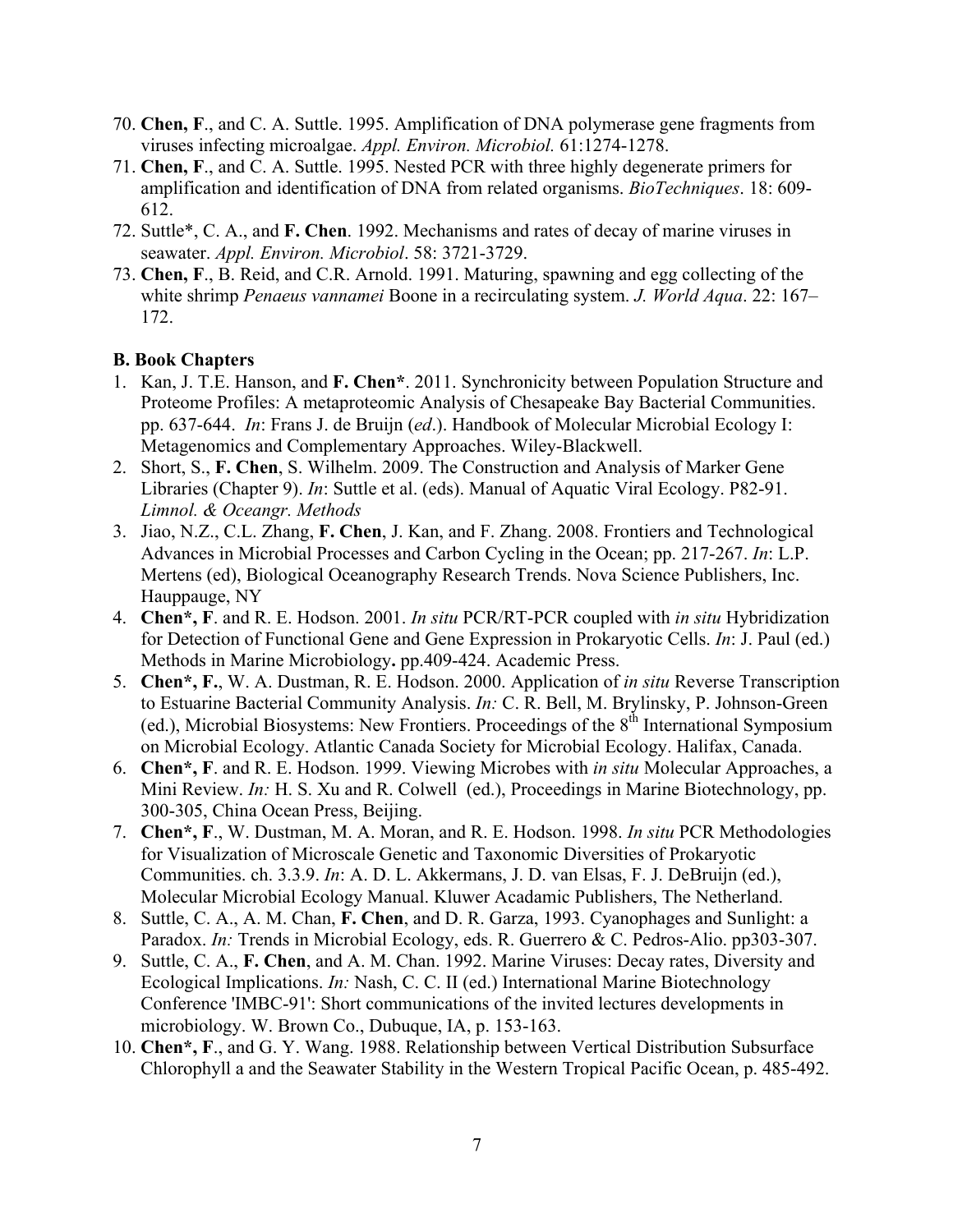70. **Chen, F**., and C. A. Suttle. 1995. Amplification of DNA polymerase gene fragments from viruses infecting microalgae. *Appl. Environ. Microbiol.* 61:1274-1278.
71. **Chen, F**., and C. A. Suttle. 1995. Nested PCR with three highly degenerate primers for amplification and identification of DNA from related organisms. *BioTechniques*. 18: 609-612.
72. Suttle*, C. A., and **F. Chen**. 1992. Mechanisms and rates of decay of marine viruses in seawater. *Appl. Environ. Microbiol*. 58: 3721-3729.
73. **Chen, F**., B. Reid, and C.R. Arnold. 1991. Maturing, spawning and egg collecting of the white shrimp *Penaeus vannamei* Boone in a recirculating system. *J. World Aqua*. 22: 167–172.

**B. Book Chapters**

1. Kan, J. T.E. Hanson, and **F. Chen***. 2011. Synchronicity between Population Structure and Proteome Profiles: A metaproteomic Analysis of Chesapeake Bay Bacterial Communities. pp. 637-644. *In*: Frans J. de Bruijn (*ed*.). Handbook of Molecular Microbial Ecology I: Metagenomics and Complementary Approaches. Wiley-Blackwell.
2. Short, S., **F. Chen**, S. Wilhelm. 2009. The Construction and Analysis of Marker Gene Libraries (Chapter 9). *In*: Suttle et al. (eds). Manual of Aquatic Viral Ecology. P82-91. *Limnol. & Oceangr. Methods*
3. Jiao, N.Z., C.L. Zhang, **F. Chen**, J. Kan, and F. Zhang. 2008. Frontiers and Technological Advances in Microbial Processes and Carbon Cycling in the Ocean; pp. 217-267. *In*: L.P. Mertens (ed), Biological Oceanography Research Trends. Nova Science Publishers, Inc. Hauppauge, NY
4. **Chen*, F**. and R. E. Hodson. 2001. *In situ* PCR/RT-PCR coupled with *in situ* Hybridization for Detection of Functional Gene and Gene Expression in Prokaryotic Cells. *In*: J. Paul (ed.) Methods in Marine Microbiology**.** pp.409-424. Academic Press.
5. **Chen*, F.**, W. A. Dustman, R. E. Hodson. 2000. Application of *in situ* Reverse Transcription to Estuarine Bacterial Community Analysis. *In:* C. R. Bell, M. Brylinsky, P. Johnson-Green (ed.), Microbial Biosystems: New Frontiers. Proceedings of the 8th International Symposium on Microbial Ecology. Atlantic Canada Society for Microbial Ecology. Halifax, Canada.
6. **Chen*, F**. and R. E. Hodson. 1999. Viewing Microbes with *in situ* Molecular Approaches, a Mini Review. *In:* H. S. Xu and R. Colwell (ed.), Proceedings in Marine Biotechnology, pp. 300-305, China Ocean Press, Beijing.
7. **Chen*, F**., W. Dustman, M. A. Moran, and R. E. Hodson. 1998. *In situ* PCR Methodologies for Visualization of Microscale Genetic and Taxonomic Diversities of Prokaryotic Communities. ch. 3.3.9. *In*: A. D. L. Akkermans, J. D. van Elsas, F. J. DeBruijn (ed.), Molecular Microbial Ecology Manual. Kluwer Acadamic Publishers, The Netherland.
8. Suttle, C. A., A. M. Chan, **F. Chen**, and D. R. Garza, 1993. Cyanophages and Sunlight: a Paradox. *In:* Trends in Microbial Ecology, eds. R. Guerrero & C. Pedros-Alio. pp303-307.
9. Suttle, C. A., **F. Chen**, and A. M. Chan. 1992. Marine Viruses: Decay rates, Diversity and Ecological Implications. *In:* Nash, C. C. II (ed.) International Marine Biotechnology Conference 'IMBC-91': Short communications of the invited lectures developments in microbiology. W. Brown Co., Dubuque, IA, p. 153-163.
10. **Chen*, F**., and G. Y. Wang. 1988. Relationship between Vertical Distribution Subsurface Chlorophyll a and the Seawater Stability in the Western Tropical Pacific Ocean, p. 485-492.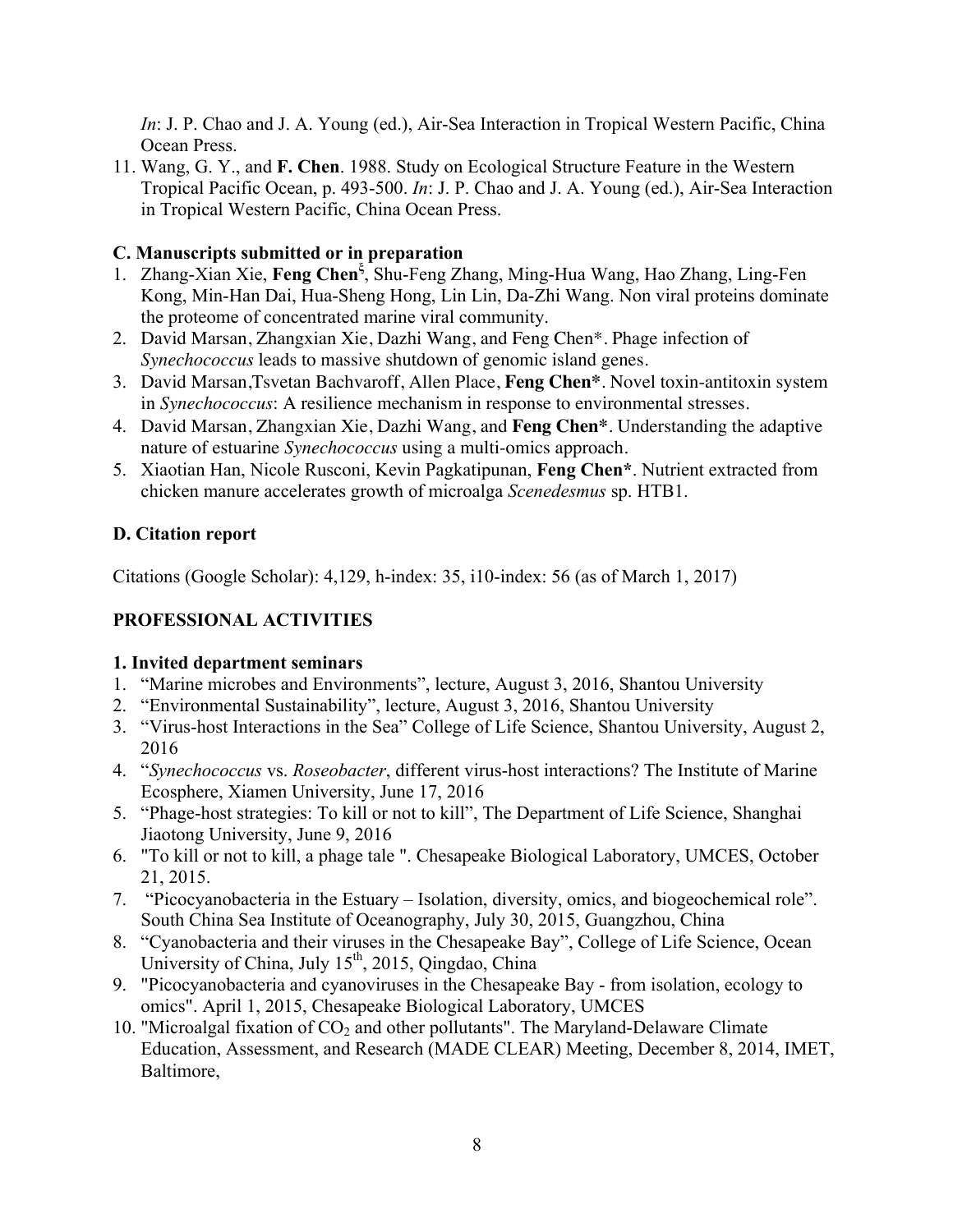*In*: J. P. Chao and J. A. Young (ed.), Air-Sea Interaction in Tropical Western Pacific, China Ocean Press.

11. Wang, G. Y., and **F. Chen**. 1988. Study on Ecological Structure Feature in the Western Tropical Pacific Ocean, p. 493-500. *In*: J. P. Chao and J. A. Young (ed.), Air-Sea Interaction in Tropical Western Pacific, China Ocean Press.

### C. Manuscripts submitted or in preparation

1. Zhang-Xian Xie, **Feng Chen**[ξ], Shu-Feng Zhang, Ming-Hua Wang, Hao Zhang, Ling-Fen Kong, Min-Han Dai, Hua-Sheng Hong, Lin Lin, Da-Zhi Wang. Non viral proteins dominate the proteome of concentrated marine viral community.
2. David Marsan, Zhangxian Xie, Dazhi Wang, and Feng Chen*. Phage infection of *Synechococcus* leads to massive shutdown of genomic island genes.
3. David Marsan,Tsvetan Bachvaroff, Allen Place, **Feng Chen***. Novel toxin-antitoxin system in *Synechococcus*: A resilience mechanism in response to environmental stresses.
4. David Marsan, Zhangxian Xie, Dazhi Wang, and **Feng Chen***. Understanding the adaptive nature of estuarine *Synechococcus* using a multi-omics approach.
5. Xiaotian Han, Nicole Rusconi, Kevin Pagkatipunan, **Feng Chen***. Nutrient extracted from chicken manure accelerates growth of microalga *Scenedesmus* sp. HTB1.

### D. Citation report

Citations (Google Scholar): 4,129, h-index: 35, i10-index: 56 (as of March 1, 2017)

## PROFESSIONAL ACTIVITIES

### 1. Invited department seminars

1. "Marine microbes and Environments", lecture, August 3, 2016, Shantou University
2. "Environmental Sustainability", lecture, August 3, 2016, Shantou University
3. "Virus-host Interactions in the Sea" College of Life Science, Shantou University, August 2, 2016
4. "*Synechococcus* vs. *Roseobacter*, different virus-host interactions? The Institute of Marine Ecosphere, Xiamen University, June 17, 2016
5. "Phage-host strategies: To kill or not to kill", The Department of Life Science, Shanghai Jiaotong University, June 9, 2016
6. "To kill or not to kill, a phage tale ". Chesapeake Biological Laboratory, UMCES, October 21, 2015.
7. "Picocyanobacteria in the Estuary – Isolation, diversity, omics, and biogeochemical role". South China Sea Institute of Oceanography, July 30, 2015, Guangzhou, China
8. "Cyanobacteria and their viruses in the Chesapeake Bay", College of Life Science, Ocean University of China, July 15th, 2015, Qingdao, China
9. "Picocyanobacteria and cyanoviruses in the Chesapeake Bay - from isolation, ecology to omics". April 1, 2015, Chesapeake Biological Laboratory, UMCES
10. "Microalgal fixation of $CO_2$ and other pollutants". The Maryland-Delaware Climate Education, Assessment, and Research (MADE CLEAR) Meeting, December 8, 2014, IMET, Baltimore,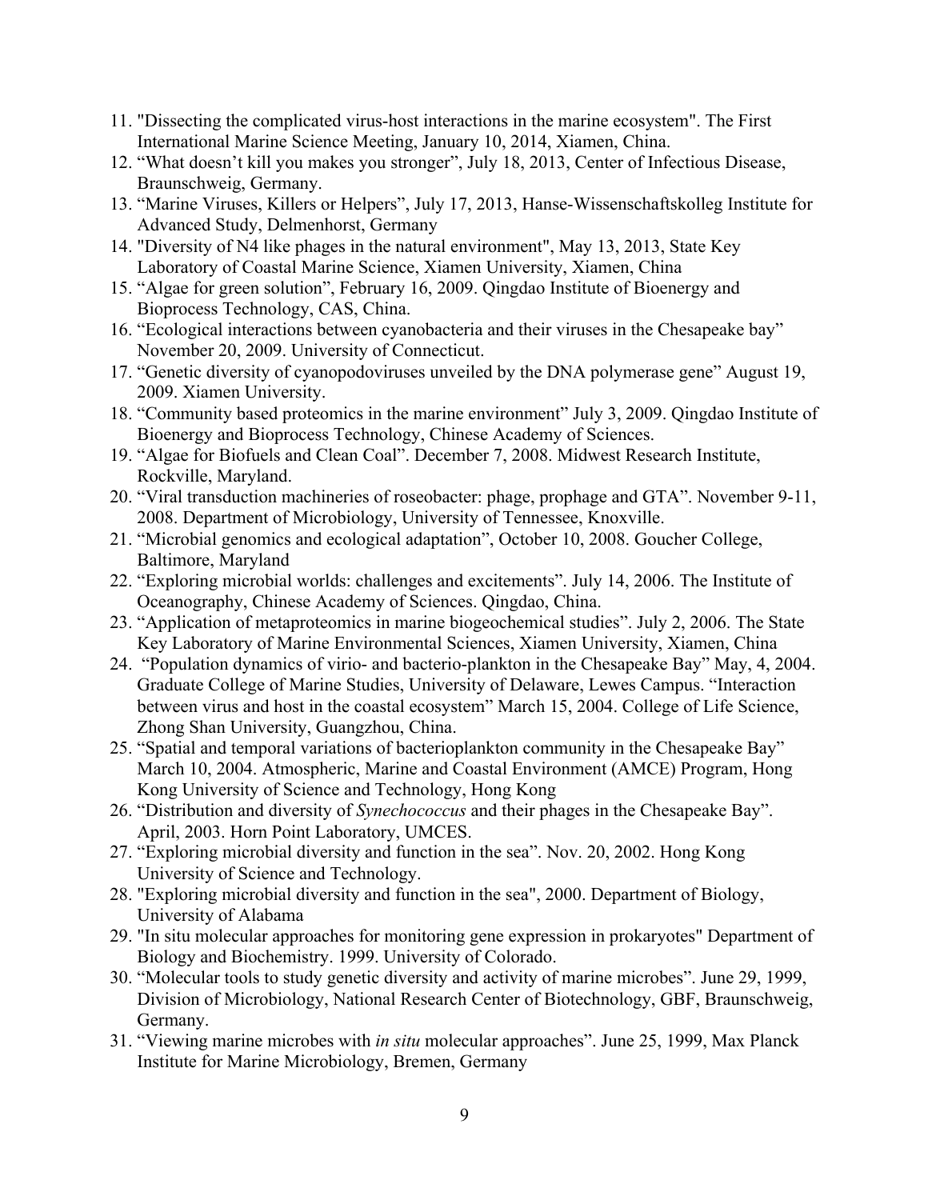11. "Dissecting the complicated virus-host interactions in the marine ecosystem". The First International Marine Science Meeting, January 10, 2014, Xiamen, China.
12. "What doesn't kill you makes you stronger", July 18, 2013, Center of Infectious Disease, Braunschweig, Germany.
13. "Marine Viruses, Killers or Helpers", July 17, 2013, Hanse-Wissenschaftskolleg Institute for Advanced Study, Delmenhorst, Germany
14. "Diversity of N4 like phages in the natural environment", May 13, 2013, State Key Laboratory of Coastal Marine Science, Xiamen University, Xiamen, China
15. "Algae for green solution", February 16, 2009. Qingdao Institute of Bioenergy and Bioprocess Technology, CAS, China.
16. "Ecological interactions between cyanobacteria and their viruses in the Chesapeake bay" November 20, 2009. University of Connecticut.
17. "Genetic diversity of cyanopodoviruses unveiled by the DNA polymerase gene" August 19, 2009. Xiamen University.
18. "Community based proteomics in the marine environment" July 3, 2009. Qingdao Institute of Bioenergy and Bioprocess Technology, Chinese Academy of Sciences.
19. "Algae for Biofuels and Clean Coal". December 7, 2008. Midwest Research Institute, Rockville, Maryland.
20. "Viral transduction machineries of roseobacter: phage, prophage and GTA". November 9-11, 2008. Department of Microbiology, University of Tennessee, Knoxville.
21. "Microbial genomics and ecological adaptation", October 10, 2008. Goucher College, Baltimore, Maryland
22. "Exploring microbial worlds: challenges and excitements". July 14, 2006. The Institute of Oceanography, Chinese Academy of Sciences. Qingdao, China.
23. "Application of metaproteomics in marine biogeochemical studies". July 2, 2006. The State Key Laboratory of Marine Environmental Sciences, Xiamen University, Xiamen, China
24. "Population dynamics of virio- and bacterio-plankton in the Chesapeake Bay" May, 4, 2004. Graduate College of Marine Studies, University of Delaware, Lewes Campus. "Interaction between virus and host in the coastal ecosystem" March 15, 2004. College of Life Science, Zhong Shan University, Guangzhou, China.
25. "Spatial and temporal variations of bacterioplankton community in the Chesapeake Bay" March 10, 2004. Atmospheric, Marine and Coastal Environment (AMCE) Program, Hong Kong University of Science and Technology, Hong Kong
26. "Distribution and diversity of *Synechococcus* and their phages in the Chesapeake Bay". April, 2003. Horn Point Laboratory, UMCES.
27. "Exploring microbial diversity and function in the sea". Nov. 20, 2002. Hong Kong University of Science and Technology.
28. "Exploring microbial diversity and function in the sea", 2000. Department of Biology, University of Alabama
29. "In situ molecular approaches for monitoring gene expression in prokaryotes" Department of Biology and Biochemistry. 1999. University of Colorado.
30. "Molecular tools to study genetic diversity and activity of marine microbes". June 29, 1999, Division of Microbiology, National Research Center of Biotechnology, GBF, Braunschweig, Germany.
31. "Viewing marine microbes with *in situ* molecular approaches". June 25, 1999, Max Planck Institute for Marine Microbiology, Bremen, Germany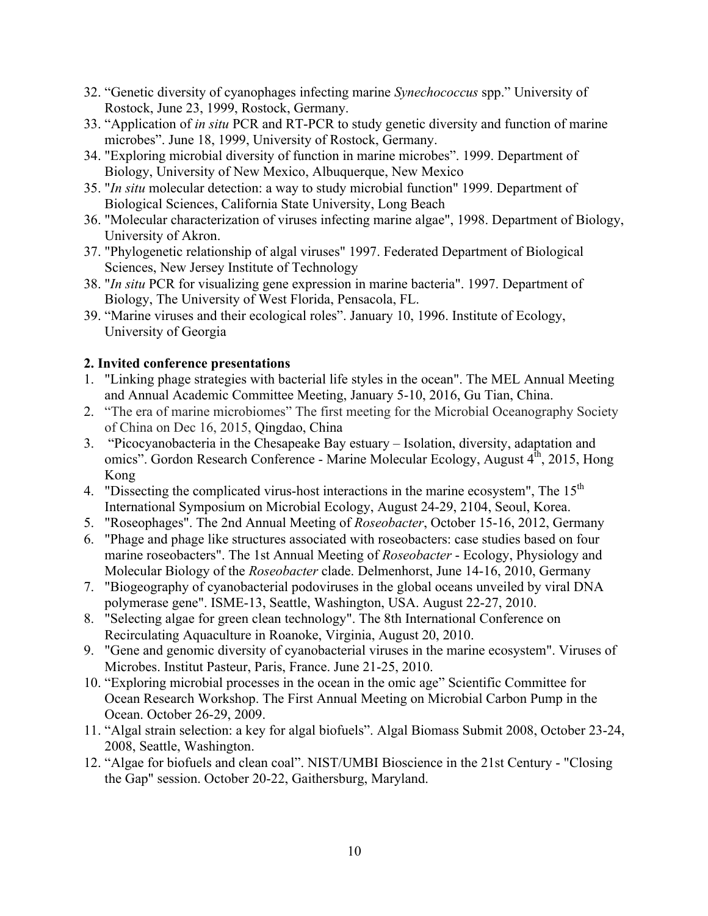32. “Genetic diversity of cyanophages infecting marine *Synechococcus* spp.” University of Rostock, June 23, 1999, Rostock, Germany.
33. “Application of *in situ* PCR and RT-PCR to study genetic diversity and function of marine microbes”. June 18, 1999, University of Rostock, Germany.
34. "Exploring microbial diversity of function in marine microbes”. 1999. Department of Biology, University of New Mexico, Albuquerque, New Mexico
35. "*In situ* molecular detection: a way to study microbial function" 1999. Department of Biological Sciences, California State University, Long Beach
36. "Molecular characterization of viruses infecting marine algae", 1998. Department of Biology, University of Akron.
37. "Phylogenetic relationship of algal viruses" 1997. Federated Department of Biological Sciences, New Jersey Institute of Technology
38. "*In situ* PCR for visualizing gene expression in marine bacteria". 1997. Department of Biology, The University of West Florida, Pensacola, FL.
39. “Marine viruses and their ecological roles”. January 10, 1996. Institute of Ecology, University of Georgia

**2. Invited conference presentations**

1. "Linking phage strategies with bacterial life styles in the ocean". The MEL Annual Meeting and Annual Academic Committee Meeting, January 5-10, 2016, Gu Tian, China.
2. “The era of marine microbiomes” The first meeting for the Microbial Oceanography Society of China on Dec 16, 2015, Qingdao, China
3. “Picocyanobacteria in the Chesapeake Bay estuary – Isolation, diversity, adaptation and omics”. Gordon Research Conference - Marine Molecular Ecology, August 4th, 2015, Hong Kong
4. "Dissecting the complicated virus-host interactions in the marine ecosystem", The 15th International Symposium on Microbial Ecology, August 24-29, 2104, Seoul, Korea.
5. "Roseophages". The 2nd Annual Meeting of *Roseobacter*, October 15-16, 2012, Germany
6. "Phage and phage like structures associated with roseobacters: case studies based on four marine roseobacters". The 1st Annual Meeting of *Roseobacter* - Ecology, Physiology and Molecular Biology of the *Roseobacter* clade. Delmenhorst, June 14-16, 2010, Germany
7. "Biogeography of cyanobacterial podoviruses in the global oceans unveiled by viral DNA polymerase gene". ISME-13, Seattle, Washington, USA. August 22-27, 2010.
8. "Selecting algae for green clean technology". The 8th International Conference on Recirculating Aquaculture in Roanoke, Virginia, August 20, 2010.
9. "Gene and genomic diversity of cyanobacterial viruses in the marine ecosystem". Viruses of Microbes. Institut Pasteur, Paris, France. June 21-25, 2010.
10. “Exploring microbial processes in the ocean in the omic age” Scientific Committee for Ocean Research Workshop. The First Annual Meeting on Microbial Carbon Pump in the Ocean. October 26-29, 2009.
11. “Algal strain selection: a key for algal biofuels”. Algal Biomass Submit 2008, October 23-24, 2008, Seattle, Washington.
12. “Algae for biofuels and clean coal”. NIST/UMBI Bioscience in the 21st Century - "Closing the Gap" session. October 20-22, Gaithersburg, Maryland.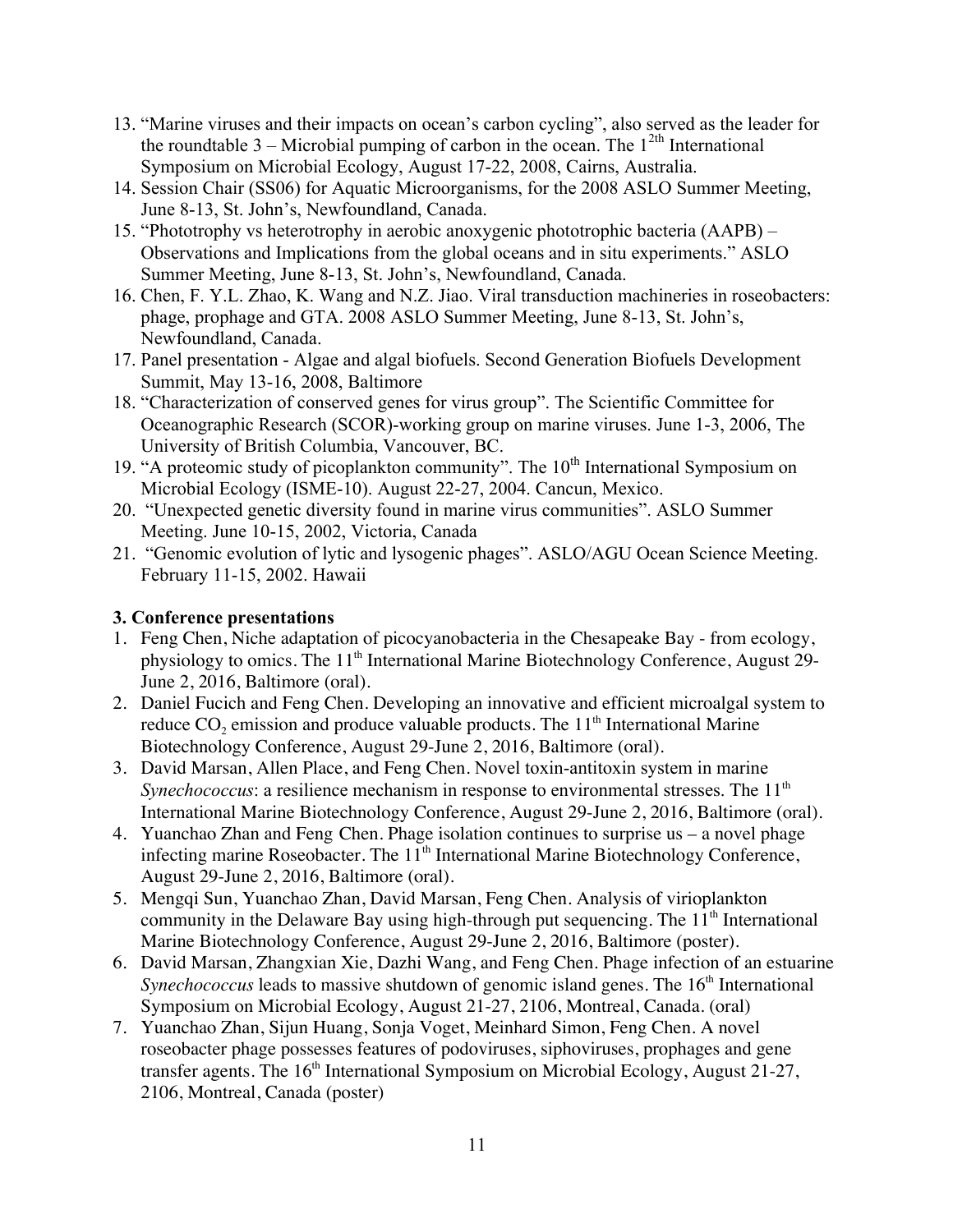13. "Marine viruses and their impacts on ocean's carbon cycling", also served as the leader for the roundtable 3 – Microbial pumping of carbon in the ocean. The 1[2th] International Symposium on Microbial Ecology, August 17-22, 2008, Cairns, Australia.
14. Session Chair (SS06) for Aquatic Microorganisms, for the 2008 ASLO Summer Meeting, June 8-13, St. John's, Newfoundland, Canada.
15. "Phototrophy vs heterotrophy in aerobic anoxygenic phototrophic bacteria (AAPB) – Observations and Implications from the global oceans and in situ experiments." ASLO Summer Meeting, June 8-13, St. John's, Newfoundland, Canada.
16. Chen, F. Y.L. Zhao, K. Wang and N.Z. Jiao. Viral transduction machineries in roseobacters: phage, prophage and GTA. 2008 ASLO Summer Meeting, June 8-13, St. John's, Newfoundland, Canada.
17. Panel presentation - Algae and algal biofuels. Second Generation Biofuels Development Summit, May 13-16, 2008, Baltimore
18. "Characterization of conserved genes for virus group". The Scientific Committee for Oceanographic Research (SCOR)-working group on marine viruses. June 1-3, 2006, The University of British Columbia, Vancouver, BC.
19. "A proteomic study of picoplankton community". The 10[th] International Symposium on Microbial Ecology (ISME-10). August 22-27, 2004. Cancun, Mexico.
20. "Unexpected genetic diversity found in marine virus communities". ASLO Summer Meeting. June 10-15, 2002, Victoria, Canada
21. "Genomic evolution of lytic and lysogenic phages". ASLO/AGU Ocean Science Meeting. February 11-15, 2002. Hawaii

**3. Conference presentations**

1. Feng Chen, Niche adaptation of picocyanobacteria in the Chesapeake Bay - from ecology, physiology to omics. The 11[th] International Marine Biotechnology Conference, August 29-June 2, 2016, Baltimore (oral).
2. Daniel Fucich and Feng Chen. Developing an innovative and efficient microalgal system to reduce $CO_2$ emission and produce valuable products. The 11[th] International Marine Biotechnology Conference, August 29-June 2, 2016, Baltimore (oral).
3. David Marsan, Allen Place, and Feng Chen. Novel toxin-antitoxin system in marine *Synechococcus*: a resilience mechanism in response to environmental stresses. The 11[th] International Marine Biotechnology Conference, August 29-June 2, 2016, Baltimore (oral).
4. Yuanchao Zhan and Feng Chen. Phage isolation continues to surprise us – a novel phage infecting marine Roseobacter. The 11[th] International Marine Biotechnology Conference, August 29-June 2, 2016, Baltimore (oral).
5. Mengqi Sun, Yuanchao Zhan, David Marsan, Feng Chen. Analysis of virioplankton community in the Delaware Bay using high-through put sequencing. The 11[th] International Marine Biotechnology Conference, August 29-June 2, 2016, Baltimore (poster).
6. David Marsan, Zhangxian Xie, Dazhi Wang, and Feng Chen. Phage infection of an estuarine *Synechococcus* leads to massive shutdown of genomic island genes. The 16[th] International Symposium on Microbial Ecology, August 21-27, 2106, Montreal, Canada. (oral)
7. Yuanchao Zhan, Sijun Huang, Sonja Voget, Meinhard Simon, Feng Chen. A novel roseobacter phage possesses features of podoviruses, siphoviruses, prophages and gene transfer agents. The 16[th] International Symposium on Microbial Ecology, August 21-27, 2106, Montreal, Canada (poster)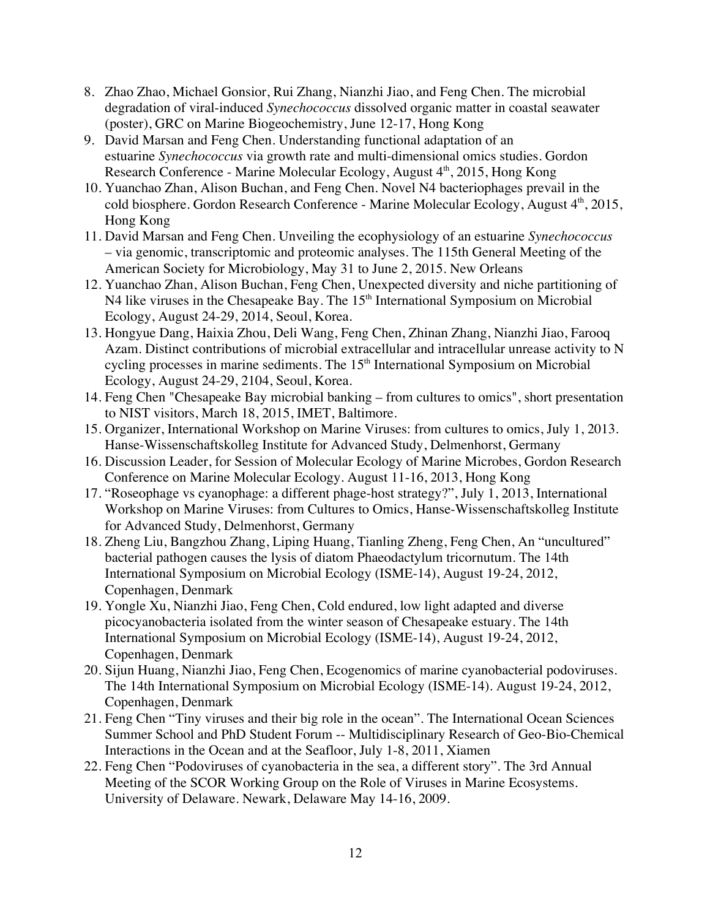8. Zhao Zhao, Michael Gonsior, Rui Zhang, Nianzhi Jiao, and Feng Chen. The microbial degradation of viral-induced *Synechococcus* dissolved organic matter in coastal seawater (poster), GRC on Marine Biogeochemistry, June 12-17, Hong Kong
9. David Marsan and Feng Chen. Understanding functional adaptation of an estuarine *Synechococcus* via growth rate and multi-dimensional omics studies. Gordon Research Conference - Marine Molecular Ecology, August 4th, 2015, Hong Kong
10. Yuanchao Zhan, Alison Buchan, and Feng Chen. Novel N4 bacteriophages prevail in the cold biosphere. Gordon Research Conference - Marine Molecular Ecology, August 4th, 2015, Hong Kong
11. David Marsan and Feng Chen. Unveiling the ecophysiology of an estuarine *Synechococcus* – via genomic, transcriptomic and proteomic analyses. The 115th General Meeting of the American Society for Microbiology, May 31 to June 2, 2015. New Orleans
12. Yuanchao Zhan, Alison Buchan, Feng Chen, Unexpected diversity and niche partitioning of N4 like viruses in the Chesapeake Bay. The 15th International Symposium on Microbial Ecology, August 24-29, 2014, Seoul, Korea.
13. Hongyue Dang, Haixia Zhou, Deli Wang, Feng Chen, Zhinan Zhang, Nianzhi Jiao, Farooq Azam. Distinct contributions of microbial extracellular and intracellular unrease activity to N cycling processes in marine sediments. The 15th International Symposium on Microbial Ecology, August 24-29, 2104, Seoul, Korea.
14. Feng Chen "Chesapeake Bay microbial banking – from cultures to omics", short presentation to NIST visitors, March 18, 2015, IMET, Baltimore.
15. Organizer, International Workshop on Marine Viruses: from cultures to omics, July 1, 2013. Hanse-Wissenschaftskolleg Institute for Advanced Study, Delmenhorst, Germany
16. Discussion Leader, for Session of Molecular Ecology of Marine Microbes, Gordon Research Conference on Marine Molecular Ecology. August 11-16, 2013, Hong Kong
17. "Roseophage vs cyanophage: a different phage-host strategy?", July 1, 2013, International Workshop on Marine Viruses: from Cultures to Omics, Hanse-Wissenschaftskolleg Institute for Advanced Study, Delmenhorst, Germany
18. Zheng Liu, Bangzhou Zhang, Liping Huang, Tianling Zheng, Feng Chen, An "uncultured" bacterial pathogen causes the lysis of diatom Phaeodactylum tricornutum. The 14th International Symposium on Microbial Ecology (ISME-14), August 19-24, 2012, Copenhagen, Denmark
19. Yongle Xu, Nianzhi Jiao, Feng Chen, Cold endured, low light adapted and diverse picocyanobacteria isolated from the winter season of Chesapeake estuary. The 14th International Symposium on Microbial Ecology (ISME-14), August 19-24, 2012, Copenhagen, Denmark
20. Sijun Huang, Nianzhi Jiao, Feng Chen, Ecogenomics of marine cyanobacterial podoviruses. The 14th International Symposium on Microbial Ecology (ISME-14). August 19-24, 2012, Copenhagen, Denmark
21. Feng Chen "Tiny viruses and their big role in the ocean". The International Ocean Sciences Summer School and PhD Student Forum -- Multidisciplinary Research of Geo-Bio-Chemical Interactions in the Ocean and at the Seafloor, July 1-8, 2011, Xiamen
22. Feng Chen "Podoviruses of cyanobacteria in the sea, a different story". The 3rd Annual Meeting of the SCOR Working Group on the Role of Viruses in Marine Ecosystems. University of Delaware. Newark, Delaware May 14-16, 2009.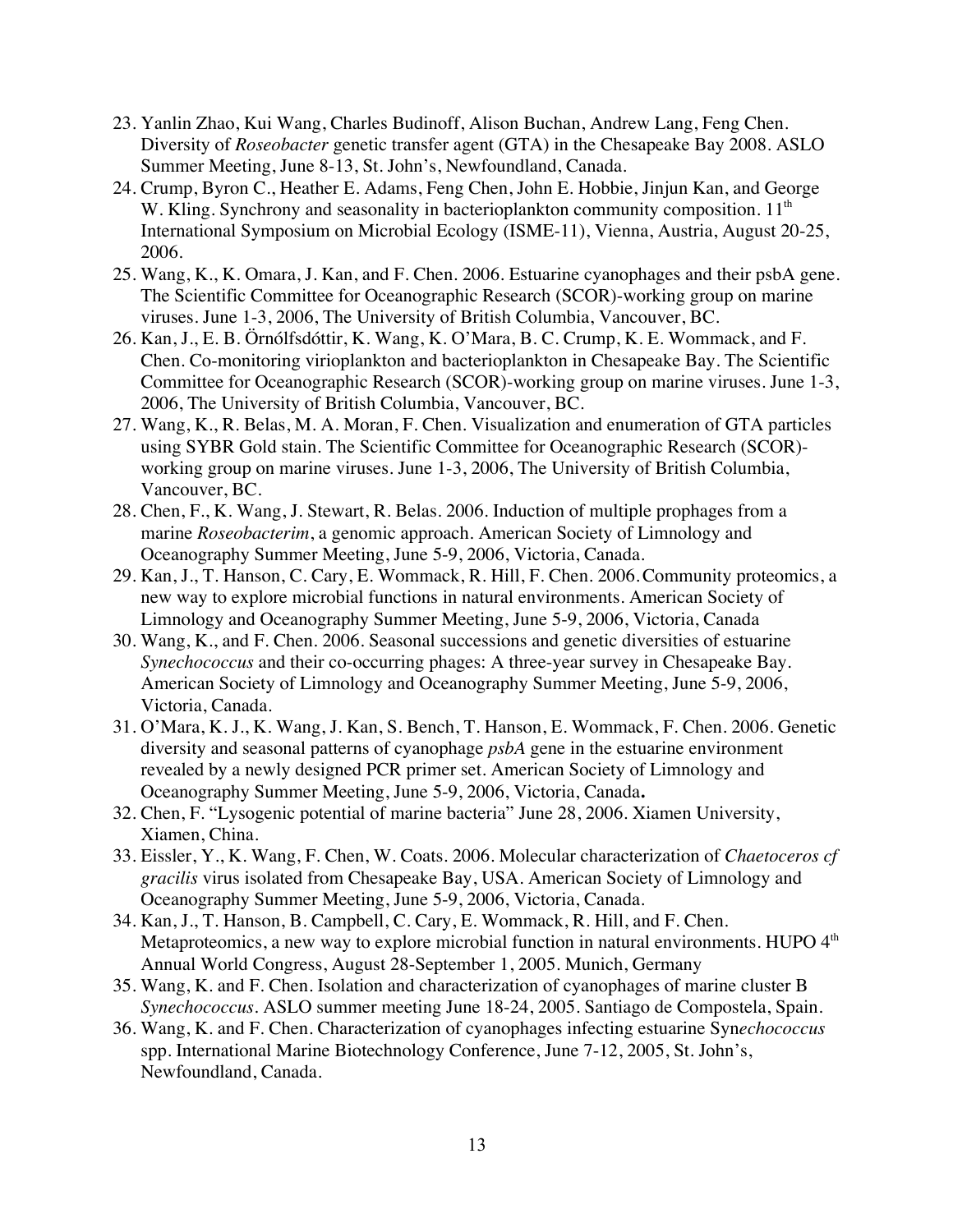23. Yanlin Zhao, Kui Wang, Charles Budinoff, Alison Buchan, Andrew Lang, Feng Chen. Diversity of *Roseobacter* genetic transfer agent (GTA) in the Chesapeake Bay 2008. ASLO Summer Meeting, June 8-13, St. John's, Newfoundland, Canada.
24. Crump, Byron C., Heather E. Adams, Feng Chen, John E. Hobbie, Jinjun Kan, and George W. Kling. Synchrony and seasonality in bacterioplankton community composition. 11th International Symposium on Microbial Ecology (ISME-11), Vienna, Austria, August 20-25, 2006.
25. Wang, K., K. Omara, J. Kan, and F. Chen. 2006. Estuarine cyanophages and their psbA gene. The Scientific Committee for Oceanographic Research (SCOR)-working group on marine viruses. June 1-3, 2006, The University of British Columbia, Vancouver, BC.
26. Kan, J., E. B. Örnólfsdóttir, K. Wang, K. O'Mara, B. C. Crump, K. E. Wommack, and F. Chen. Co-monitoring virioplankton and bacterioplankton in Chesapeake Bay. The Scientific Committee for Oceanographic Research (SCOR)-working group on marine viruses. June 1-3, 2006, The University of British Columbia, Vancouver, BC.
27. Wang, K., R. Belas, M. A. Moran, F. Chen. Visualization and enumeration of GTA particles using SYBR Gold stain. The Scientific Committee for Oceanographic Research (SCOR)-working group on marine viruses. June 1-3, 2006, The University of British Columbia, Vancouver, BC.
28. Chen, F., K. Wang, J. Stewart, R. Belas. 2006. Induction of multiple prophages from a marine *Roseobacterim*, a genomic approach. American Society of Limnology and Oceanography Summer Meeting, June 5-9, 2006, Victoria, Canada.
29. Kan, J., T. Hanson, C. Cary, E. Wommack, R. Hill, F. Chen. 2006. Community proteomics, a new way to explore microbial functions in natural environments. American Society of Limnology and Oceanography Summer Meeting, June 5-9, 2006, Victoria, Canada
30. Wang, K., and F. Chen. 2006. Seasonal successions and genetic diversities of estuarine *Synechococcus* and their co-occurring phages: A three-year survey in Chesapeake Bay. American Society of Limnology and Oceanography Summer Meeting, June 5-9, 2006, Victoria, Canada.
31. O'Mara, K. J., K. Wang, J. Kan, S. Bench, T. Hanson, E. Wommack, F. Chen. 2006. Genetic diversity and seasonal patterns of cyanophage *psbA* gene in the estuarine environment revealed by a newly designed PCR primer set. American Society of Limnology and Oceanography Summer Meeting, June 5-9, 2006, Victoria, Canada**.**
32. Chen, F. "Lysogenic potential of marine bacteria" June 28, 2006. Xiamen University, Xiamen, China.
33. Eissler, Y., K. Wang, F. Chen, W. Coats. 2006. Molecular characterization of *Chaetoceros cf gracilis* virus isolated from Chesapeake Bay, USA. American Society of Limnology and Oceanography Summer Meeting, June 5-9, 2006, Victoria, Canada.
34. Kan, J., T. Hanson, B. Campbell, C. Cary, E. Wommack, R. Hill, and F. Chen. Metaproteomics, a new way to explore microbial function in natural environments. HUPO 4th Annual World Congress, August 28-September 1, 2005. Munich, Germany
35. Wang, K. and F. Chen. Isolation and characterization of cyanophages of marine cluster B *Synechococcus*. ASLO summer meeting June 18-24, 2005. Santiago de Compostela, Spain.
36. Wang, K. and F. Chen. Characterization of cyanophages infecting estuarine Syn*echococcus* spp. International Marine Biotechnology Conference, June 7-12, 2005, St. John's, Newfoundland, Canada.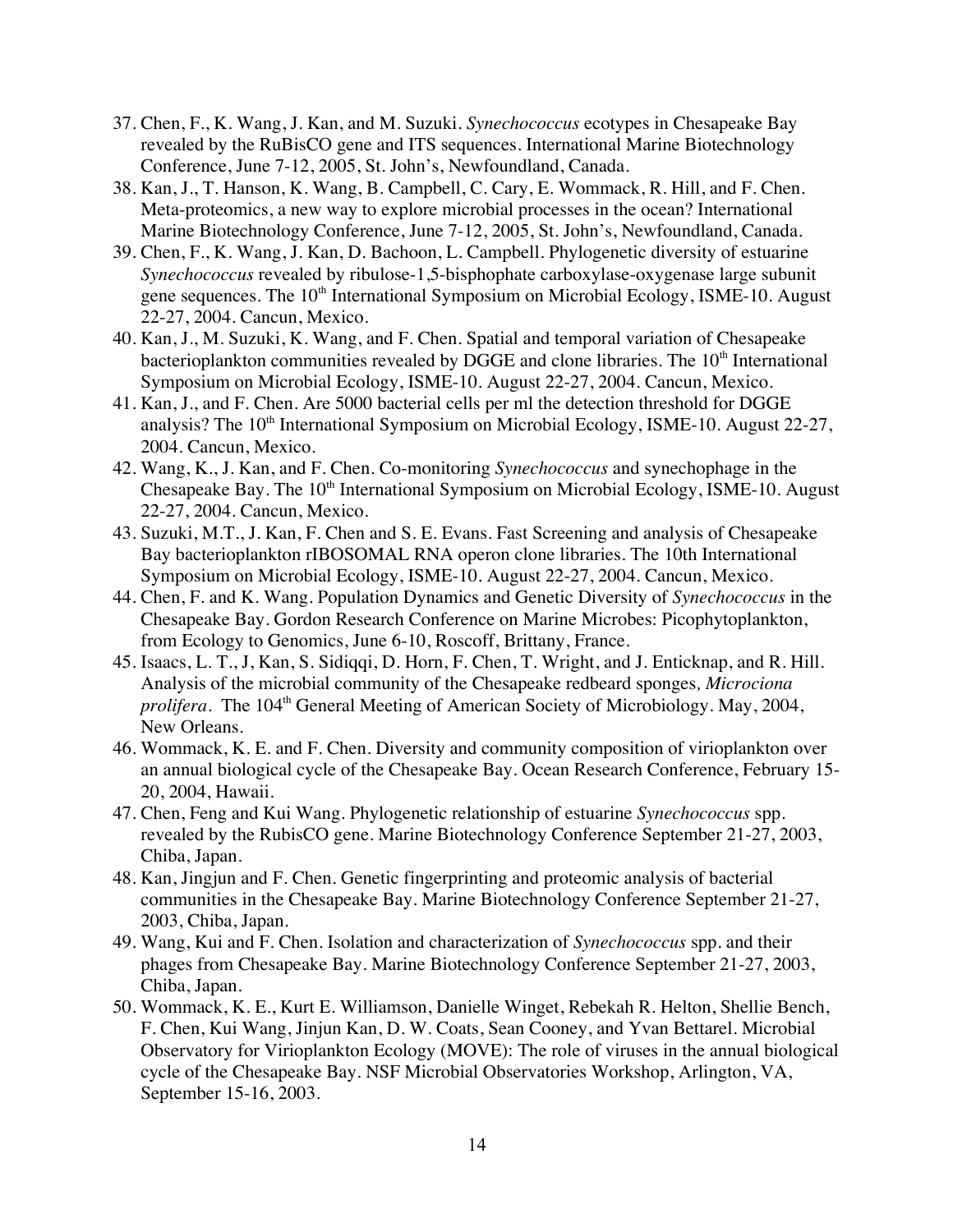37. Chen, F., K. Wang, J. Kan, and M. Suzuki. *Synechococcus* ecotypes in Chesapeake Bay revealed by the RuBisCO gene and ITS sequences. International Marine Biotechnology Conference, June 7-12, 2005, St. John's, Newfoundland, Canada.
38. Kan, J., T. Hanson, K. Wang, B. Campbell, C. Cary, E. Wommack, R. Hill, and F. Chen. Meta-proteomics, a new way to explore microbial processes in the ocean? International Marine Biotechnology Conference, June 7-12, 2005, St. John's, Newfoundland, Canada.
39. Chen, F., K. Wang, J. Kan, D. Bachoon, L. Campbell. Phylogenetic diversity of estuarine *Synechococcus* revealed by ribulose-1,5-bisphophate carboxylase-oxygenase large subunit gene sequences. The 10th International Symposium on Microbial Ecology, ISME-10. August 22-27, 2004. Cancun, Mexico.
40. Kan, J., M. Suzuki, K. Wang, and F. Chen. Spatial and temporal variation of Chesapeake bacterioplankton communities revealed by DGGE and clone libraries. The 10th International Symposium on Microbial Ecology, ISME-10. August 22-27, 2004. Cancun, Mexico.
41. Kan, J., and F. Chen. Are 5000 bacterial cells per ml the detection threshold for DGGE analysis? The 10th International Symposium on Microbial Ecology, ISME-10. August 22-27, 2004. Cancun, Mexico.
42. Wang, K., J. Kan, and F. Chen. Co-monitoring *Synechococcus* and synechophage in the Chesapeake Bay. The 10th International Symposium on Microbial Ecology, ISME-10. August 22-27, 2004. Cancun, Mexico.
43. Suzuki, M.T., J. Kan, F. Chen and S. E. Evans. Fast Screening and analysis of Chesapeake Bay bacterioplankton rIBOSOMAL RNA operon clone libraries. The 10th International Symposium on Microbial Ecology, ISME-10. August 22-27, 2004. Cancun, Mexico.
44. Chen, F. and K. Wang. Population Dynamics and Genetic Diversity of *Synechococcus* in the Chesapeake Bay. Gordon Research Conference on Marine Microbes: Picophytoplankton, from Ecology to Genomics, June 6-10, Roscoff, Brittany, France.
45. Isaacs, L. T., J, Kan, S. Sidiqqi, D. Horn, F. Chen, T. Wright, and J. Enticknap, and R. Hill. Analysis of the microbial community of the Chesapeake redbeard sponges, *Microciona prolifera*. The 104th General Meeting of American Society of Microbiology. May, 2004, New Orleans.
46. Wommack, K. E. and F. Chen. Diversity and community composition of virioplankton over an annual biological cycle of the Chesapeake Bay. Ocean Research Conference, February 15-20, 2004, Hawaii.
47. Chen, Feng and Kui Wang. Phylogenetic relationship of estuarine *Synechococcus* spp. revealed by the RubisCO gene. Marine Biotechnology Conference September 21-27, 2003, Chiba, Japan.
48. Kan, Jingjun and F. Chen. Genetic fingerprinting and proteomic analysis of bacterial communities in the Chesapeake Bay. Marine Biotechnology Conference September 21-27, 2003, Chiba, Japan.
49. Wang, Kui and F. Chen. Isolation and characterization of *Synechococcus* spp. and their phages from Chesapeake Bay. Marine Biotechnology Conference September 21-27, 2003, Chiba, Japan.
50. Wommack, K. E., Kurt E. Williamson, Danielle Winget, Rebekah R. Helton, Shellie Bench, F. Chen, Kui Wang, Jinjun Kan, D. W. Coats, Sean Cooney, and Yvan Bettarel. Microbial Observatory for Virioplankton Ecology (MOVE): The role of viruses in the annual biological cycle of the Chesapeake Bay. NSF Microbial Observatories Workshop, Arlington, VA, September 15-16, 2003.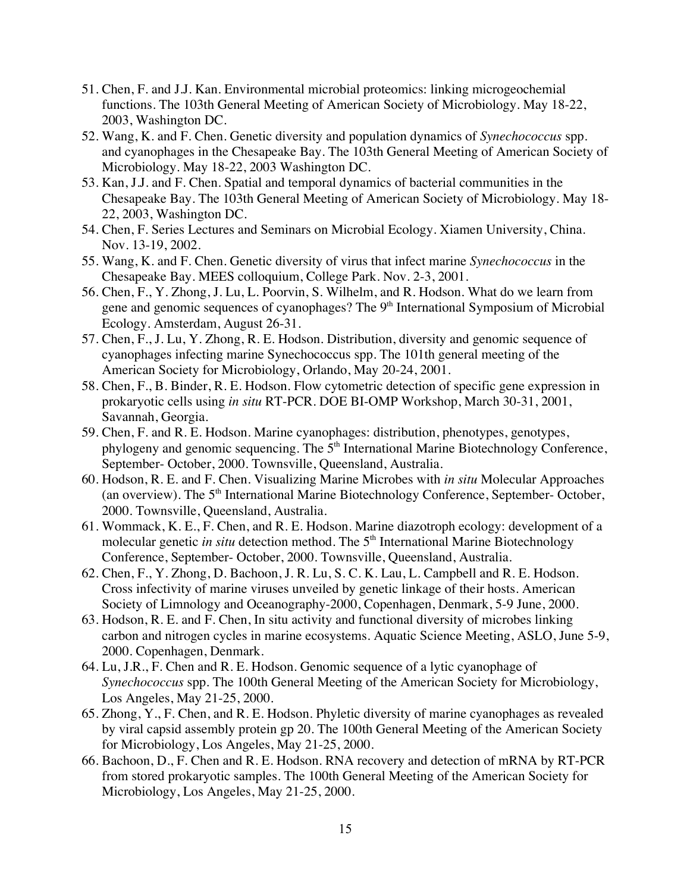51. Chen, F. and J.J. Kan. Environmental microbial proteomics: linking microgeochemical functions. The 103th General Meeting of American Society of Microbiology. May 18-22, 2003, Washington DC.
52. Wang, K. and F. Chen. Genetic diversity and population dynamics of *Synechococcus* spp. and cyanophages in the Chesapeake Bay. The 103th General Meeting of American Society of Microbiology. May 18-22, 2003 Washington DC.
53. Kan, J.J. and F. Chen. Spatial and temporal dynamics of bacterial communities in the Chesapeake Bay. The 103th General Meeting of American Society of Microbiology. May 18-22, 2003, Washington DC.
54. Chen, F. Series Lectures and Seminars on Microbial Ecology. Xiamen University, China. Nov. 13-19, 2002.
55. Wang, K. and F. Chen. Genetic diversity of virus that infect marine *Synechococcus* in the Chesapeake Bay. MEES colloquium, College Park. Nov. 2-3, 2001.
56. Chen, F., Y. Zhong, J. Lu, L. Poorvin, S. Wilhelm, and R. Hodson. What do we learn from gene and genomic sequences of cyanophages? The 9th International Symposium of Microbial Ecology. Amsterdam, August 26-31.
57. Chen, F., J. Lu, Y. Zhong, R. E. Hodson. Distribution, diversity and genomic sequence of cyanophages infecting marine Synechococcus spp. The 101th general meeting of the American Society for Microbiology, Orlando, May 20-24, 2001.
58. Chen, F., B. Binder, R. E. Hodson. Flow cytometric detection of specific gene expression in prokaryotic cells using *in situ* RT-PCR. DOE BI-OMP Workshop, March 30-31, 2001, Savannah, Georgia.
59. Chen, F. and R. E. Hodson. Marine cyanophages: distribution, phenotypes, genotypes, phylogeny and genomic sequencing. The 5th International Marine Biotechnology Conference, September- October, 2000. Townsville, Queensland, Australia.
60. Hodson, R. E. and F. Chen. Visualizing Marine Microbes with *in situ* Molecular Approaches (an overview). The 5th International Marine Biotechnology Conference, September- October, 2000. Townsville, Queensland, Australia.
61. Wommack, K. E., F. Chen, and R. E. Hodson. Marine diazotroph ecology: development of a molecular genetic *in situ* detection method. The 5th International Marine Biotechnology Conference, September- October, 2000. Townsville, Queensland, Australia.
62. Chen, F., Y. Zhong, D. Bachoon, J. R. Lu, S. C. K. Lau, L. Campbell and R. E. Hodson. Cross infectivity of marine viruses unveiled by genetic linkage of their hosts. American Society of Limnology and Oceanography-2000, Copenhagen, Denmark, 5-9 June, 2000.
63. Hodson, R. E. and F. Chen, In situ activity and functional diversity of microbes linking carbon and nitrogen cycles in marine ecosystems. Aquatic Science Meeting, ASLO, June 5-9, 2000. Copenhagen, Denmark.
64. Lu, J.R., F. Chen and R. E. Hodson. Genomic sequence of a lytic cyanophage of *Synechococcus* spp. The 100th General Meeting of the American Society for Microbiology, Los Angeles, May 21-25, 2000.
65. Zhong, Y., F. Chen, and R. E. Hodson. Phyletic diversity of marine cyanophages as revealed by viral capsid assembly protein gp 20. The 100th General Meeting of the American Society for Microbiology, Los Angeles, May 21-25, 2000.
66. Bachoon, D., F. Chen and R. E. Hodson. RNA recovery and detection of mRNA by RT-PCR from stored prokaryotic samples. The 100th General Meeting of the American Society for Microbiology, Los Angeles, May 21-25, 2000.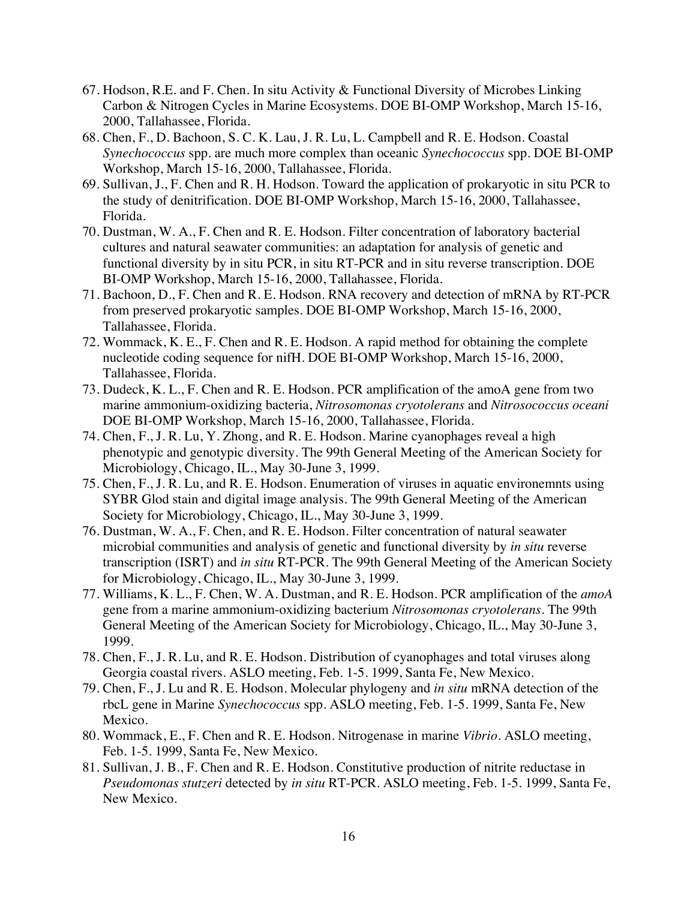67. Hodson, R.E. and F. Chen. In situ Activity & Functional Diversity of Microbes Linking Carbon & Nitrogen Cycles in Marine Ecosystems. DOE BI-OMP Workshop, March 15-16, 2000, Tallahassee, Florida.
68. Chen, F., D. Bachoon, S. C. K. Lau, J. R. Lu, L. Campbell and R. E. Hodson. Coastal *Synechococcus* spp. are much more complex than oceanic *Synechococcus* spp. DOE BI-OMP Workshop, March 15-16, 2000, Tallahassee, Florida.
69. Sullivan, J., F. Chen and R. H. Hodson. Toward the application of prokaryotic in situ PCR to the study of denitrification. DOE BI-OMP Workshop, March 15-16, 2000, Tallahassee, Florida.
70. Dustman, W. A., F. Chen and R. E. Hodson. Filter concentration of laboratory bacterial cultures and natural seawater communities: an adaptation for analysis of genetic and functional diversity by in situ PCR, in situ RT-PCR and in situ reverse transcription. DOE BI-OMP Workshop, March 15-16, 2000, Tallahassee, Florida.
71. Bachoon, D., F. Chen and R. E. Hodson. RNA recovery and detection of mRNA by RT-PCR from preserved prokaryotic samples. DOE BI-OMP Workshop, March 15-16, 2000, Tallahassee, Florida.
72. Wommack, K. E., F. Chen and R. E. Hodson. A rapid method for obtaining the complete nucleotide coding sequence for nifH. DOE BI-OMP Workshop, March 15-16, 2000, Tallahassee, Florida.
73. Dudeck, K. L., F. Chen and R. E. Hodson. PCR amplification of the amoA gene from two marine ammonium-oxidizing bacteria, *Nitrosomonas cryotolerans* and *Nitrosococcus oceani* DOE BI-OMP Workshop, March 15-16, 2000, Tallahassee, Florida.
74. Chen, F., J. R. Lu, Y. Zhong, and R. E. Hodson. Marine cyanophages reveal a high phenotypic and genotypic diversity. The 99th General Meeting of the American Society for Microbiology, Chicago, IL., May 30-June 3, 1999.
75. Chen, F., J. R. Lu, and R. E. Hodson. Enumeration of viruses in aquatic environemnts using SYBR Glod stain and digital image analysis. The 99th General Meeting of the American Society for Microbiology, Chicago, IL., May 30-June 3, 1999.
76. Dustman, W. A., F. Chen, and R. E. Hodson. Filter concentration of natural seawater microbial communities and analysis of genetic and functional diversity by *in situ* reverse transcription (ISRT) and *in situ* RT-PCR. The 99th General Meeting of the American Society for Microbiology, Chicago, IL., May 30-June 3, 1999.
77. Williams, K. L., F. Chen, W. A. Dustman, and R. E. Hodson. PCR amplification of the *amoA* gene from a marine ammonium-oxidizing bacterium *Nitrosomonas cryotolerans*. The 99th General Meeting of the American Society for Microbiology, Chicago, IL., May 30-June 3, 1999.
78. Chen, F., J. R. Lu, and R. E. Hodson. Distribution of cyanophages and total viruses along Georgia coastal rivers. ASLO meeting, Feb. 1-5. 1999, Santa Fe, New Mexico.
79. Chen, F., J. Lu and R. E. Hodson. Molecular phylogeny and *in situ* mRNA detection of the rbcL gene in Marine *Synechococcus* spp. ASLO meeting, Feb. 1-5. 1999, Santa Fe, New Mexico.
80. Wommack, E., F. Chen and R. E. Hodson. Nitrogenase in marine *Vibrio*. ASLO meeting, Feb. 1-5. 1999, Santa Fe, New Mexico.
81. Sullivan, J. B., F. Chen and R. E. Hodson. Constitutive production of nitrite reductase in *Pseudomonas stutzeri* detected by *in situ* RT-PCR. ASLO meeting, Feb. 1-5. 1999, Santa Fe, New Mexico.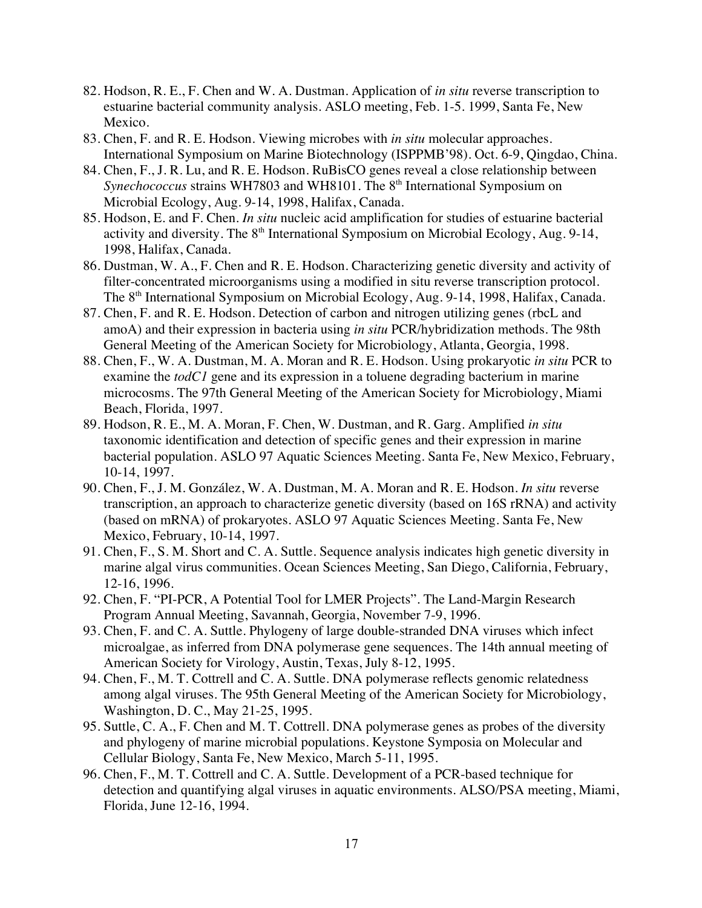82. Hodson, R. E., F. Chen and W. A. Dustman. Application of *in situ* reverse transcription to estuarine bacterial community analysis. ASLO meeting, Feb. 1-5. 1999, Santa Fe, New Mexico.
83. Chen, F. and R. E. Hodson. Viewing microbes with *in situ* molecular approaches. International Symposium on Marine Biotechnology (ISPPMB'98). Oct. 6-9, Qingdao, China.
84. Chen, F., J. R. Lu, and R. E. Hodson. RuBisCO genes reveal a close relationship between *Synechococcus* strains WH7803 and WH8101. The 8th International Symposium on Microbial Ecology, Aug. 9-14, 1998, Halifax, Canada.
85. Hodson, E. and F. Chen. *In situ* nucleic acid amplification for studies of estuarine bacterial activity and diversity. The 8th International Symposium on Microbial Ecology, Aug. 9-14, 1998, Halifax, Canada.
86. Dustman, W. A., F. Chen and R. E. Hodson. Characterizing genetic diversity and activity of filter-concentrated microorganisms using a modified in situ reverse transcription protocol. The 8th International Symposium on Microbial Ecology, Aug. 9-14, 1998, Halifax, Canada.
87. Chen, F. and R. E. Hodson. Detection of carbon and nitrogen utilizing genes (rbcL and amoA) and their expression in bacteria using *in situ* PCR/hybridization methods. The 98th General Meeting of the American Society for Microbiology, Atlanta, Georgia, 1998.
88. Chen, F., W. A. Dustman, M. A. Moran and R. E. Hodson. Using prokaryotic *in situ* PCR to examine the *todC1* gene and its expression in a toluene degrading bacterium in marine microcosms. The 97th General Meeting of the American Society for Microbiology, Miami Beach, Florida, 1997.
89. Hodson, R. E., M. A. Moran, F. Chen, W. Dustman, and R. Garg. Amplified *in situ* taxonomic identification and detection of specific genes and their expression in marine bacterial population. ASLO 97 Aquatic Sciences Meeting. Santa Fe, New Mexico, February, 10-14, 1997.
90. Chen, F., J. M. González, W. A. Dustman, M. A. Moran and R. E. Hodson. *In situ* reverse transcription, an approach to characterize genetic diversity (based on 16S rRNA) and activity (based on mRNA) of prokaryotes. ASLO 97 Aquatic Sciences Meeting. Santa Fe, New Mexico, February, 10-14, 1997.
91. Chen, F., S. M. Short and C. A. Suttle. Sequence analysis indicates high genetic diversity in marine algal virus communities. Ocean Sciences Meeting, San Diego, California, February, 12-16, 1996.
92. Chen, F. "PI-PCR, A Potential Tool for LMER Projects". The Land-Margin Research Program Annual Meeting, Savannah, Georgia, November 7-9, 1996.
93. Chen, F. and C. A. Suttle. Phylogeny of large double-stranded DNA viruses which infect microalgae, as inferred from DNA polymerase gene sequences. The 14th annual meeting of American Society for Virology, Austin, Texas, July 8-12, 1995.
94. Chen, F., M. T. Cottrell and C. A. Suttle. DNA polymerase reflects genomic relatedness among algal viruses. The 95th General Meeting of the American Society for Microbiology, Washington, D. C., May 21-25, 1995.
95. Suttle, C. A., F. Chen and M. T. Cottrell. DNA polymerase genes as probes of the diversity and phylogeny of marine microbial populations. Keystone Symposia on Molecular and Cellular Biology, Santa Fe, New Mexico, March 5-11, 1995.
96. Chen, F., M. T. Cottrell and C. A. Suttle. Development of a PCR-based technique for detection and quantifying algal viruses in aquatic environments. ALSO/PSA meeting, Miami, Florida, June 12-16, 1994.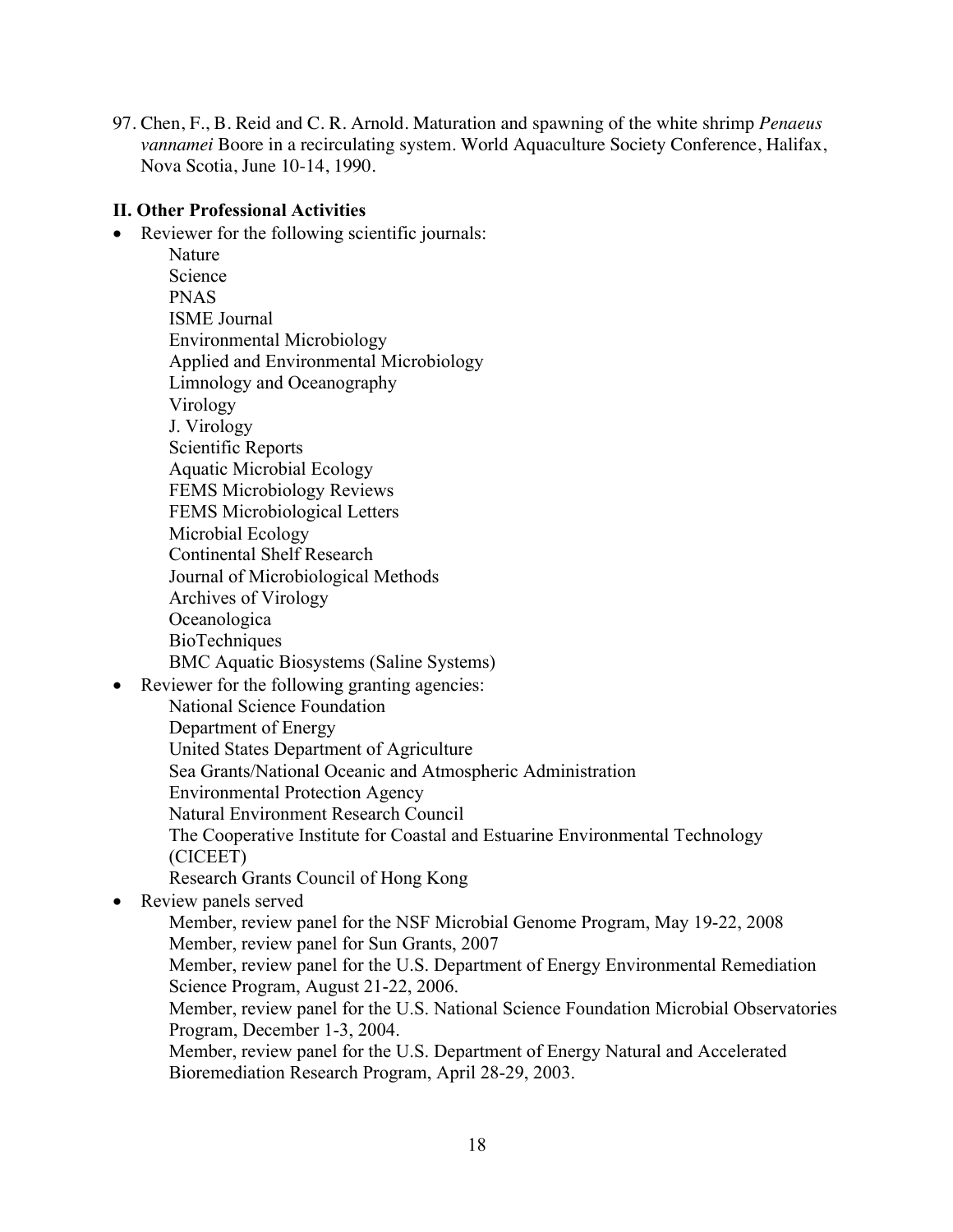97. Chen, F., B. Reid and C. R. Arnold. Maturation and spawning of the white shrimp *Penaeus vannamei* Boore in a recirculating system. World Aquaculture Society Conference, Halifax, Nova Scotia, June 10-14, 1990.

**II. Other Professional Activities**

- Reviewer for the following scientific journals:
  - Nature
  - Science
  - PNAS
  - ISME Journal
  - Environmental Microbiology
  - Applied and Environmental Microbiology
  - Limnology and Oceanography
  - Virology
  - J. Virology
  - Scientific Reports
  - Aquatic Microbial Ecology
  - FEMS Microbiology Reviews
  - FEMS Microbiological Letters
  - Microbial Ecology
  - Continental Shelf Research
  - Journal of Microbiological Methods
  - Archives of Virology
  - Oceanologica
  - BioTechniques
  - BMC Aquatic Biosystems (Saline Systems)
- Reviewer for the following granting agencies:
  - National Science Foundation
  - Department of Energy
  - United States Department of Agriculture
  - Sea Grants/National Oceanic and Atmospheric Administration
  - Environmental Protection Agency
  - Natural Environment Research Council
  - The Cooperative Institute for Coastal and Estuarine Environmental Technology (CICEET)
  - Research Grants Council of Hong Kong
- Review panels served
  - Member, review panel for the NSF Microbial Genome Program, May 19-22, 2008
  - Member, review panel for Sun Grants, 2007
  - Member, review panel for the U.S. Department of Energy Environmental Remediation Science Program, August 21-22, 2006.
  - Member, review panel for the U.S. National Science Foundation Microbial Observatories Program, December 1-3, 2004.
  - Member, review panel for the U.S. Department of Energy Natural and Accelerated Bioremediation Research Program, April 28-29, 2003.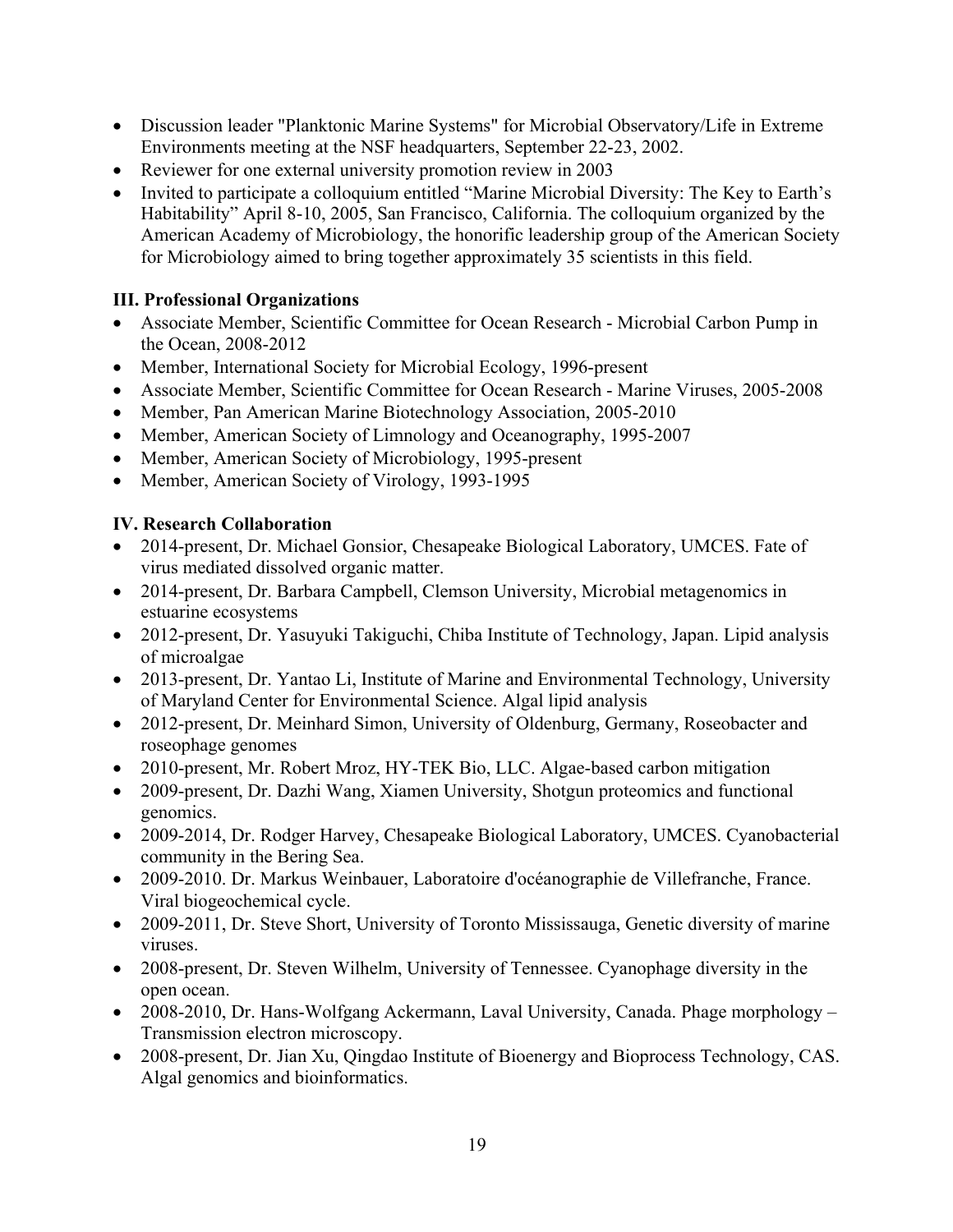- Discussion leader "Planktonic Marine Systems" for Microbial Observatory/Life in Extreme Environments meeting at the NSF headquarters, September 22-23, 2002.
- Reviewer for one external university promotion review in 2003
- Invited to participate a colloquium entitled "Marine Microbial Diversity: The Key to Earth's Habitability" April 8-10, 2005, San Francisco, California. The colloquium organized by the American Academy of Microbiology, the honorific leadership group of the American Society for Microbiology aimed to bring together approximately 35 scientists in this field.

### III. Professional Organizations

- Associate Member, Scientific Committee for Ocean Research - Microbial Carbon Pump in the Ocean, 2008-2012
- Member, International Society for Microbial Ecology, 1996-present
- Associate Member, Scientific Committee for Ocean Research - Marine Viruses, 2005-2008
- Member, Pan American Marine Biotechnology Association, 2005-2010
- Member, American Society of Limnology and Oceanography, 1995-2007
- Member, American Society of Microbiology, 1995-present
- Member, American Society of Virology, 1993-1995

### IV. Research Collaboration

- 2014-present, Dr. Michael Gonsior, Chesapeake Biological Laboratory, UMCES. Fate of virus mediated dissolved organic matter.
- 2014-present, Dr. Barbara Campbell, Clemson University, Microbial metagenomics in estuarine ecosystems
- 2012-present, Dr. Yasuyuki Takiguchi, Chiba Institute of Technology, Japan. Lipid analysis of microalgae
- 2013-present, Dr. Yantao Li, Institute of Marine and Environmental Technology, University of Maryland Center for Environmental Science. Algal lipid analysis
- 2012-present, Dr. Meinhard Simon, University of Oldenburg, Germany, Roseobacter and roseophage genomes
- 2010-present, Mr. Robert Mroz, HY-TEK Bio, LLC. Algae-based carbon mitigation
- 2009-present, Dr. Dazhi Wang, Xiamen University, Shotgun proteomics and functional genomics.
- 2009-2014, Dr. Rodger Harvey, Chesapeake Biological Laboratory, UMCES. Cyanobacterial community in the Bering Sea.
- 2009-2010. Dr. Markus Weinbauer, Laboratoire d'océanographie de Villefranche, France. Viral biogeochemical cycle.
- 2009-2011, Dr. Steve Short, University of Toronto Mississauga, Genetic diversity of marine viruses.
- 2008-present, Dr. Steven Wilhelm, University of Tennessee. Cyanophage diversity in the open ocean.
- 2008-2010, Dr. Hans-Wolfgang Ackermann, Laval University, Canada. Phage morphology – Transmission electron microscopy.
- 2008-present, Dr. Jian Xu, Qingdao Institute of Bioenergy and Bioprocess Technology, CAS. Algal genomics and bioinformatics.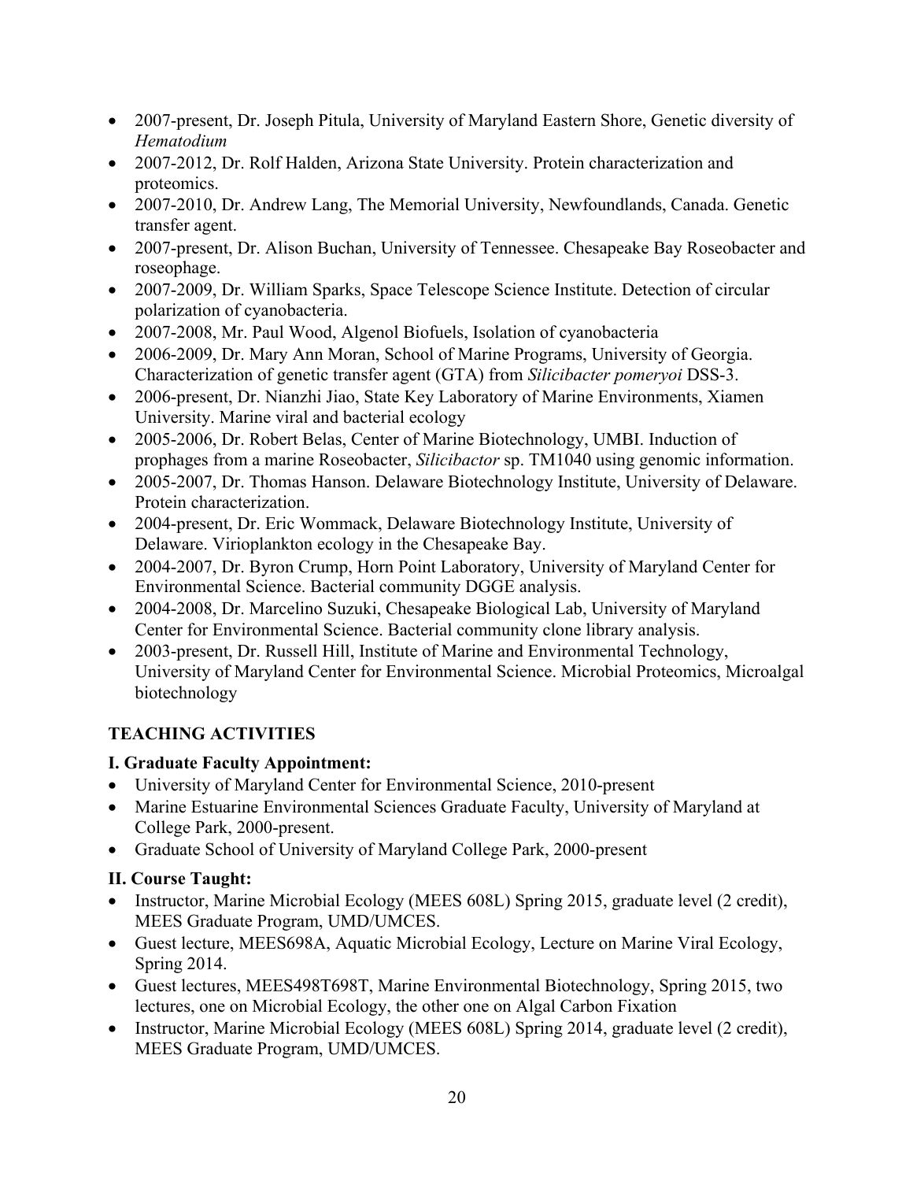- 2007-present, Dr. Joseph Pitula, University of Maryland Eastern Shore, Genetic diversity of *Hematodium*
- 2007-2012, Dr. Rolf Halden, Arizona State University. Protein characterization and proteomics.
- 2007-2010, Dr. Andrew Lang, The Memorial University, Newfoundlands, Canada. Genetic transfer agent.
- 2007-present, Dr. Alison Buchan, University of Tennessee. Chesapeake Bay Roseobacter and roseophage.
- 2007-2009, Dr. William Sparks, Space Telescope Science Institute. Detection of circular polarization of cyanobacteria.
- 2007-2008, Mr. Paul Wood, Algenol Biofuels, Isolation of cyanobacteria
- 2006-2009, Dr. Mary Ann Moran, School of Marine Programs, University of Georgia. Characterization of genetic transfer agent (GTA) from *Silicibacter pomeryoi* DSS-3.
- 2006-present, Dr. Nianzhi Jiao, State Key Laboratory of Marine Environments, Xiamen University. Marine viral and bacterial ecology
- 2005-2006, Dr. Robert Belas, Center of Marine Biotechnology, UMBI. Induction of prophages from a marine Roseobacter, *Silicibactor* sp. TM1040 using genomic information.
- 2005-2007, Dr. Thomas Hanson. Delaware Biotechnology Institute, University of Delaware. Protein characterization.
- 2004-present, Dr. Eric Wommack, Delaware Biotechnology Institute, University of Delaware. Virioplankton ecology in the Chesapeake Bay.
- 2004-2007, Dr. Byron Crump, Horn Point Laboratory, University of Maryland Center for Environmental Science. Bacterial community DGGE analysis.
- 2004-2008, Dr. Marcelino Suzuki, Chesapeake Biological Lab, University of Maryland Center for Environmental Science. Bacterial community clone library analysis.
- 2003-present, Dr. Russell Hill, Institute of Marine and Environmental Technology, University of Maryland Center for Environmental Science. Microbial Proteomics, Microalgal biotechnology

## TEACHING ACTIVITIES

### I. Graduate Faculty Appointment:

- University of Maryland Center for Environmental Science, 2010-present
- Marine Estuarine Environmental Sciences Graduate Faculty, University of Maryland at College Park, 2000-present.
- Graduate School of University of Maryland College Park, 2000-present

### II. Course Taught:

- Instructor, Marine Microbial Ecology (MEES 608L) Spring 2015, graduate level (2 credit), MEES Graduate Program, UMD/UMCES.
- Guest lecture, MEES698A, Aquatic Microbial Ecology, Lecture on Marine Viral Ecology, Spring 2014.
- Guest lectures, MEES498T698T, Marine Environmental Biotechnology, Spring 2015, two lectures, one on Microbial Ecology, the other one on Algal Carbon Fixation
- Instructor, Marine Microbial Ecology (MEES 608L) Spring 2014, graduate level (2 credit), MEES Graduate Program, UMD/UMCES.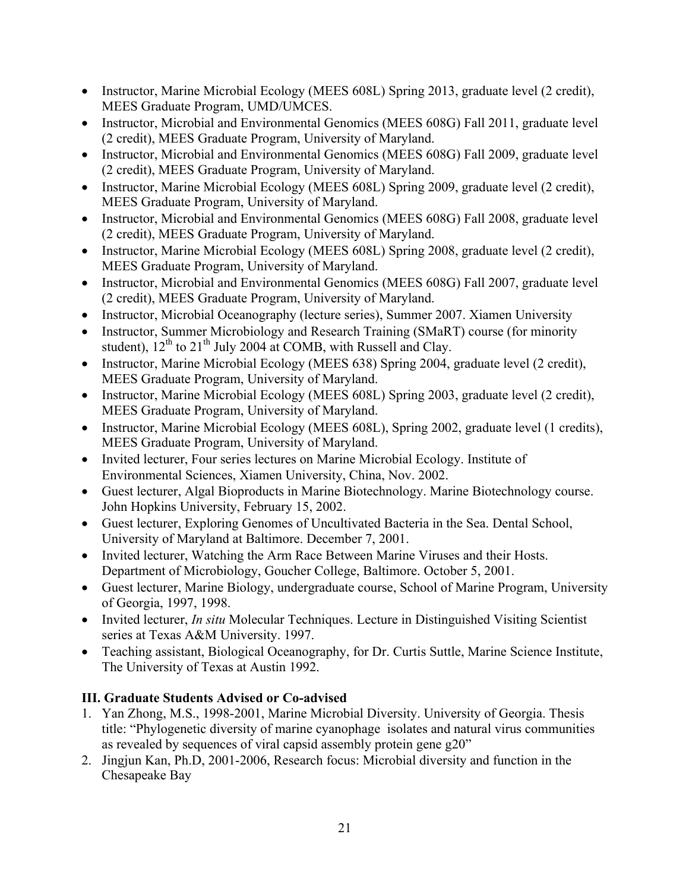- Instructor, Marine Microbial Ecology (MEES 608L) Spring 2013, graduate level (2 credit), MEES Graduate Program, UMD/UMCES.
- Instructor, Microbial and Environmental Genomics (MEES 608G) Fall 2011, graduate level (2 credit), MEES Graduate Program, University of Maryland.
- Instructor, Microbial and Environmental Genomics (MEES 608G) Fall 2009, graduate level (2 credit), MEES Graduate Program, University of Maryland.
- Instructor, Marine Microbial Ecology (MEES 608L) Spring 2009, graduate level (2 credit), MEES Graduate Program, University of Maryland.
- Instructor, Microbial and Environmental Genomics (MEES 608G) Fall 2008, graduate level (2 credit), MEES Graduate Program, University of Maryland.
- Instructor, Marine Microbial Ecology (MEES 608L) Spring 2008, graduate level (2 credit), MEES Graduate Program, University of Maryland.
- Instructor, Microbial and Environmental Genomics (MEES 608G) Fall 2007, graduate level (2 credit), MEES Graduate Program, University of Maryland.
- Instructor, Microbial Oceanography (lecture series), Summer 2007. Xiamen University
- Instructor, Summer Microbiology and Research Training (SMaRT) course (for minority student), 12th to 21th July 2004 at COMB, with Russell and Clay.
- Instructor, Marine Microbial Ecology (MEES 638) Spring 2004, graduate level (2 credit), MEES Graduate Program, University of Maryland.
- Instructor, Marine Microbial Ecology (MEES 608L) Spring 2003, graduate level (2 credit), MEES Graduate Program, University of Maryland.
- Instructor, Marine Microbial Ecology (MEES 608L), Spring 2002, graduate level (1 credits), MEES Graduate Program, University of Maryland.
- Invited lecturer, Four series lectures on Marine Microbial Ecology. Institute of Environmental Sciences, Xiamen University, China, Nov. 2002.
- Guest lecturer, Algal Bioproducts in Marine Biotechnology. Marine Biotechnology course. John Hopkins University, February 15, 2002.
- Guest lecturer, Exploring Genomes of Uncultivated Bacteria in the Sea. Dental School, University of Maryland at Baltimore. December 7, 2001.
- Invited lecturer, Watching the Arm Race Between Marine Viruses and their Hosts. Department of Microbiology, Goucher College, Baltimore. October 5, 2001.
- Guest lecturer, Marine Biology, undergraduate course, School of Marine Program, University of Georgia, 1997, 1998.
- Invited lecturer, *In situ* Molecular Techniques. Lecture in Distinguished Visiting Scientist series at Texas A&M University. 1997.
- Teaching assistant, Biological Oceanography, for Dr. Curtis Suttle, Marine Science Institute, The University of Texas at Austin 1992.

## III. Graduate Students Advised or Co-advised

1. Yan Zhong, M.S., 1998-2001, Marine Microbial Diversity. University of Georgia. Thesis title: "Phylogenetic diversity of marine cyanophage isolates and natural virus communities as revealed by sequences of viral capsid assembly protein gene g20"
2. Jingjun Kan, Ph.D, 2001-2006, Research focus: Microbial diversity and function in the Chesapeake Bay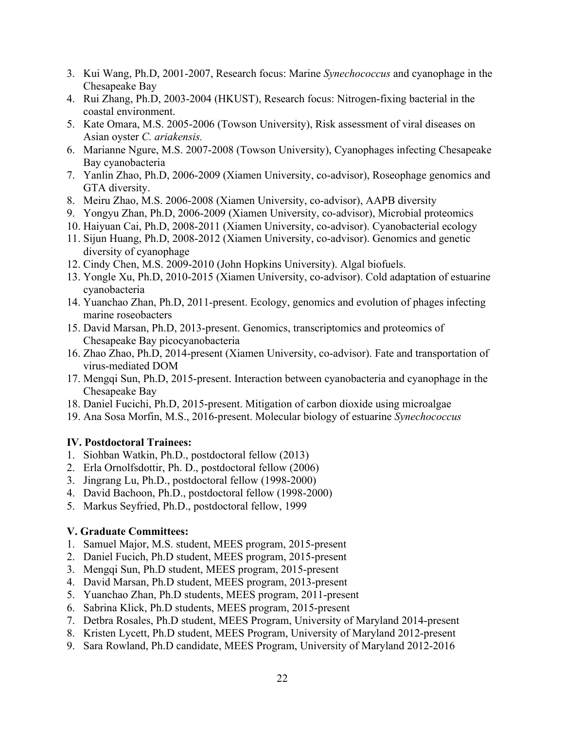3. Kui Wang, Ph.D, 2001-2007, Research focus: Marine *Synechococcus* and cyanophage in the Chesapeake Bay
4. Rui Zhang, Ph.D, 2003-2004 (HKUST), Research focus: Nitrogen-fixing bacterial in the coastal environment.
5. Kate Omara, M.S. 2005-2006 (Towson University), Risk assessment of viral diseases on Asian oyster *C. ariakensis.*
6. Marianne Ngure, M.S. 2007-2008 (Towson University), Cyanophages infecting Chesapeake Bay cyanobacteria
7. Yanlin Zhao, Ph.D, 2006-2009 (Xiamen University, co-advisor), Roseophage genomics and GTA diversity.
8. Meiru Zhao, M.S. 2006-2008 (Xiamen University, co-advisor), AAPB diversity
9. Yongyu Zhan, Ph.D, 2006-2009 (Xiamen University, co-advisor), Microbial proteomics
10. Haiyuan Cai, Ph.D, 2008-2011 (Xiamen University, co-advisor). Cyanobacterial ecology
11. Sijun Huang, Ph.D, 2008-2012 (Xiamen University, co-advisor). Genomics and genetic diversity of cyanophage
12. Cindy Chen, M.S. 2009-2010 (John Hopkins University). Algal biofuels.
13. Yongle Xu, Ph.D, 2010-2015 (Xiamen University, co-advisor). Cold adaptation of estuarine cyanobacteria
14. Yuanchao Zhan, Ph.D, 2011-present. Ecology, genomics and evolution of phages infecting marine roseobacters
15. David Marsan, Ph.D, 2013-present. Genomics, transcriptomics and proteomics of Chesapeake Bay picocyanobacteria
16. Zhao Zhao, Ph.D, 2014-present (Xiamen University, co-advisor). Fate and transportation of virus-mediated DOM
17. Mengqi Sun, Ph.D, 2015-present. Interaction between cyanobacteria and cyanophage in the Chesapeake Bay
18. Daniel Fucichi, Ph.D, 2015-present. Mitigation of carbon dioxide using microalgae
19. Ana Sosa Morfin, M.S., 2016-present. Molecular biology of estuarine *Synechococcus*

**IV. Postdoctoral Trainees:**

1. Siohban Watkin, Ph.D., postdoctoral fellow (2013)
2. Erla Ornolfsdottir, Ph. D., postdoctoral fellow (2006)
3. Jingrang Lu, Ph.D., postdoctoral fellow (1998-2000)
4. David Bachoon, Ph.D., postdoctoral fellow (1998-2000)
5. Markus Seyfried, Ph.D., postdoctoral fellow, 1999

**V. Graduate Committees:**

1. Samuel Major, M.S. student, MEES program, 2015-present
2. Daniel Fucich, Ph.D student, MEES program, 2015-present
3. Mengqi Sun, Ph.D student, MEES program, 2015-present
4. David Marsan, Ph.D student, MEES program, 2013-present
5. Yuanchao Zhan, Ph.D students, MEES program, 2011-present
6. Sabrina Klick, Ph.D students, MEES program, 2015-present
7. Detbra Rosales, Ph.D student, MEES Program, University of Maryland 2014-present
8. Kristen Lycett, Ph.D student, MEES Program, University of Maryland 2012-present
9. Sara Rowland, Ph.D candidate, MEES Program, University of Maryland 2012-2016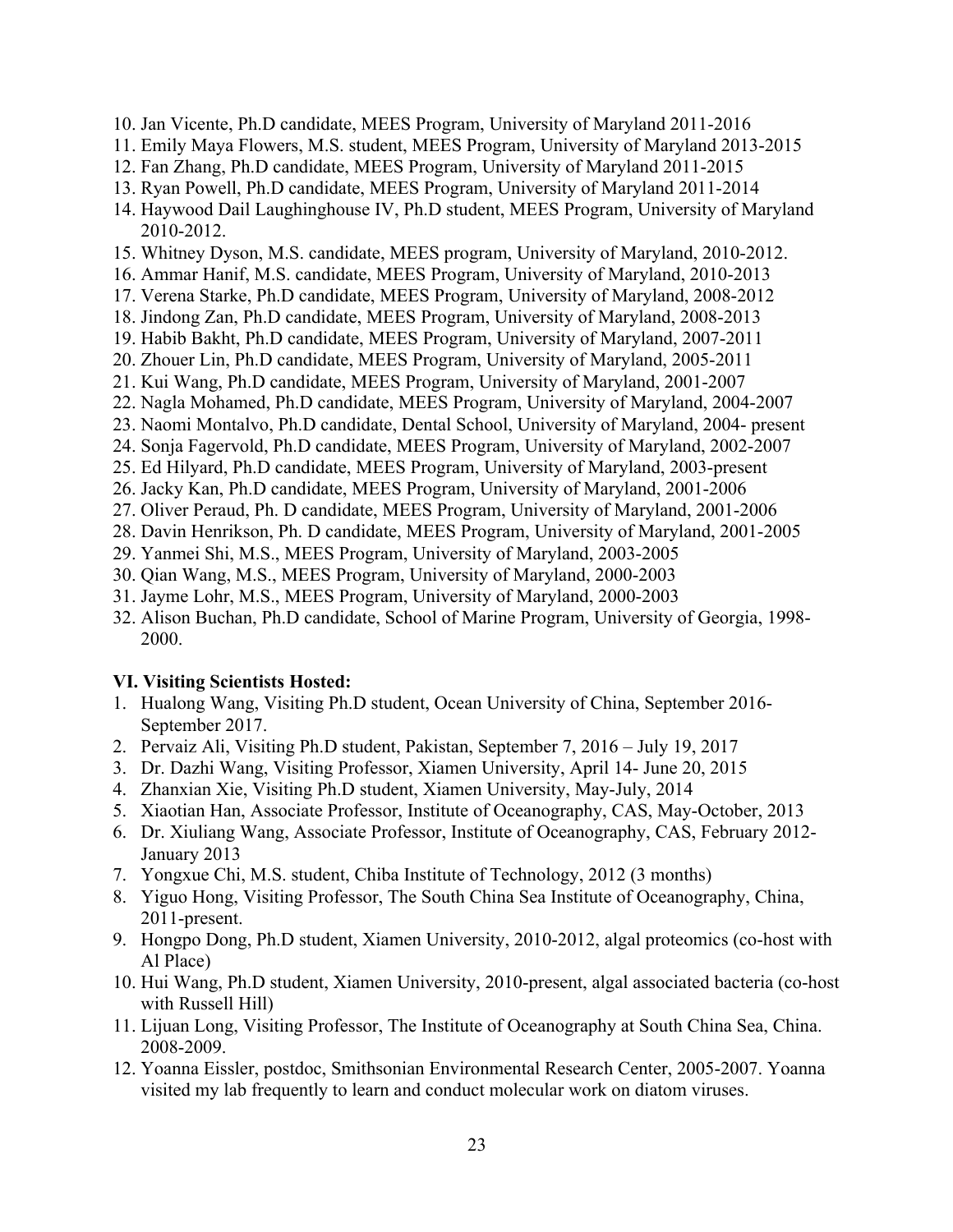10. Jan Vicente, Ph.D candidate, MEES Program, University of Maryland 2011-2016
11. Emily Maya Flowers, M.S. student, MEES Program, University of Maryland 2013-2015
12. Fan Zhang, Ph.D candidate, MEES Program, University of Maryland 2011-2015
13. Ryan Powell, Ph.D candidate, MEES Program, University of Maryland 2011-2014
14. Haywood Dail Laughinghouse IV, Ph.D student, MEES Program, University of Maryland 2010-2012.
15. Whitney Dyson, M.S. candidate, MEES program, University of Maryland, 2010-2012.
16. Ammar Hanif, M.S. candidate, MEES Program, University of Maryland, 2010-2013
17. Verena Starke, Ph.D candidate, MEES Program, University of Maryland, 2008-2012
18. Jindong Zan, Ph.D candidate, MEES Program, University of Maryland, 2008-2013
19. Habib Bakht, Ph.D candidate, MEES Program, University of Maryland, 2007-2011
20. Zhouer Lin, Ph.D candidate, MEES Program, University of Maryland, 2005-2011
21. Kui Wang, Ph.D candidate, MEES Program, University of Maryland, 2001-2007
22. Nagla Mohamed, Ph.D candidate, MEES Program, University of Maryland, 2004-2007
23. Naomi Montalvo, Ph.D candidate, Dental School, University of Maryland, 2004- present
24. Sonja Fagervold, Ph.D candidate, MEES Program, University of Maryland, 2002-2007
25. Ed Hilyard, Ph.D candidate, MEES Program, University of Maryland, 2003-present
26. Jacky Kan, Ph.D candidate, MEES Program, University of Maryland, 2001-2006
27. Oliver Peraud, Ph. D candidate, MEES Program, University of Maryland, 2001-2006
28. Davin Henrikson, Ph. D candidate, MEES Program, University of Maryland, 2001-2005
29. Yanmei Shi, M.S., MEES Program, University of Maryland, 2003-2005
30. Qian Wang, M.S., MEES Program, University of Maryland, 2000-2003
31. Jayme Lohr, M.S., MEES Program, University of Maryland, 2000-2003
32. Alison Buchan, Ph.D candidate, School of Marine Program, University of Georgia, 1998-2000.

**VI. Visiting Scientists Hosted:**

1. Hualong Wang, Visiting Ph.D student, Ocean University of China, September 2016-September 2017.
2. Pervaiz Ali, Visiting Ph.D student, Pakistan, September 7, 2016 – July 19, 2017
3. Dr. Dazhi Wang, Visiting Professor, Xiamen University, April 14- June 20, 2015
4. Zhanxian Xie, Visiting Ph.D student, Xiamen University, May-July, 2014
5. Xiaotian Han, Associate Professor, Institute of Oceanography, CAS, May-October, 2013
6. Dr. Xiuliang Wang, Associate Professor, Institute of Oceanography, CAS, February 2012-January 2013
7. Yongxue Chi, M.S. student, Chiba Institute of Technology, 2012 (3 months)
8. Yiguo Hong, Visiting Professor, The South China Sea Institute of Oceanography, China, 2011-present.
9. Hongpo Dong, Ph.D student, Xiamen University, 2010-2012, algal proteomics (co-host with Al Place)
10. Hui Wang, Ph.D student, Xiamen University, 2010-present, algal associated bacteria (co-host with Russell Hill)
11. Lijuan Long, Visiting Professor, The Institute of Oceanography at South China Sea, China. 2008-2009.
12. Yoanna Eissler, postdoc, Smithsonian Environmental Research Center, 2005-2007. Yoanna visited my lab frequently to learn and conduct molecular work on diatom viruses.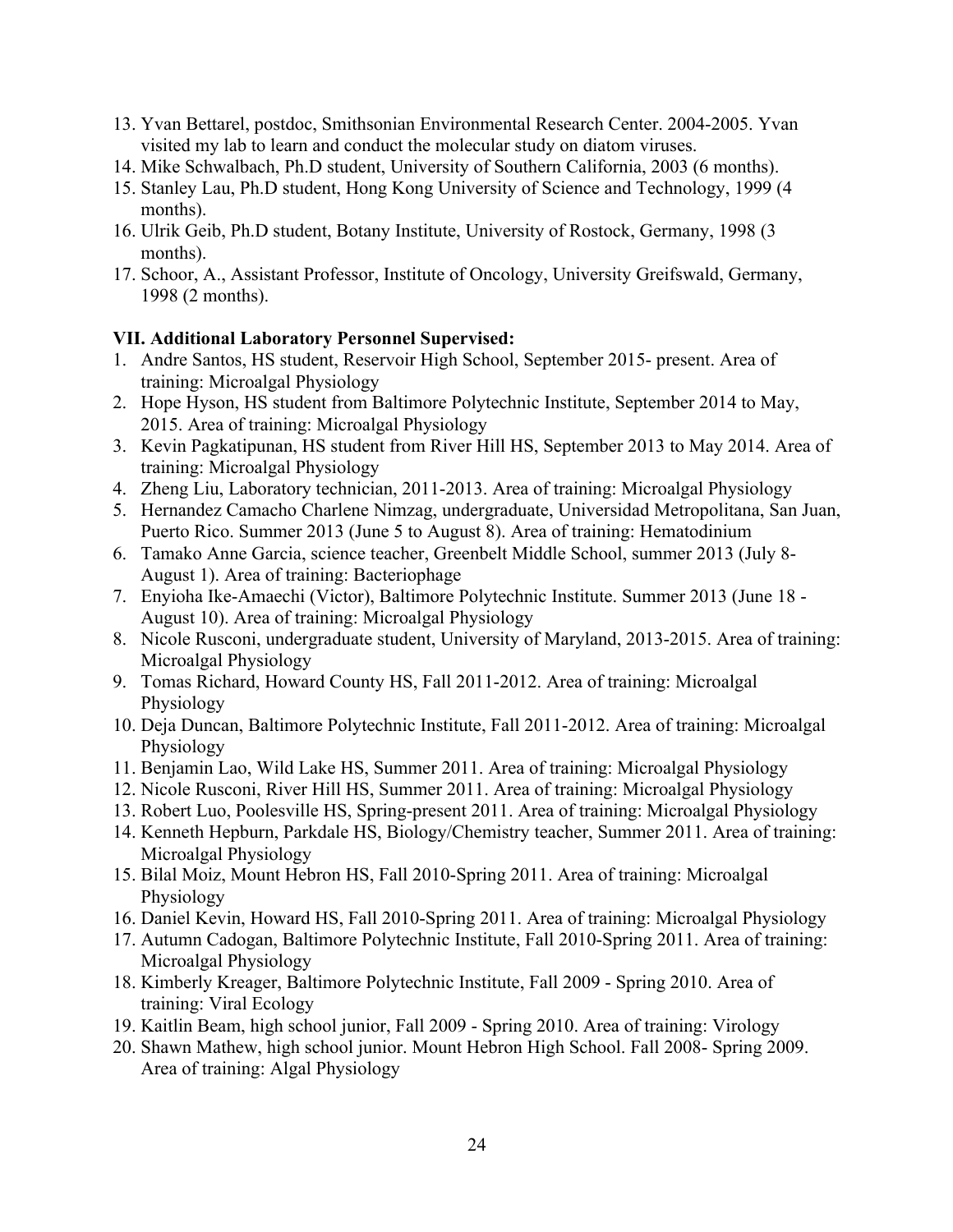13. Yvan Bettarel, postdoc, Smithsonian Environmental Research Center. 2004-2005. Yvan visited my lab to learn and conduct the molecular study on diatom viruses.
14. Mike Schwalbach, Ph.D student, University of Southern California, 2003 (6 months).
15. Stanley Lau, Ph.D student, Hong Kong University of Science and Technology, 1999 (4 months).
16. Ulrik Geib, Ph.D student, Botany Institute, University of Rostock, Germany, 1998 (3 months).
17. Schoor, A., Assistant Professor, Institute of Oncology, University Greifswald, Germany, 1998 (2 months).

**VII. Additional Laboratory Personnel Supervised:**

1. Andre Santos, HS student, Reservoir High School, September 2015- present. Area of training: Microalgal Physiology
2. Hope Hyson, HS student from Baltimore Polytechnic Institute, September 2014 to May, 2015. Area of training: Microalgal Physiology
3. Kevin Pagkatipunan, HS student from River Hill HS, September 2013 to May 2014. Area of training: Microalgal Physiology
4. Zheng Liu, Laboratory technician, 2011-2013. Area of training: Microalgal Physiology
5. Hernandez Camacho Charlene Nimzag, undergraduate, Universidad Metropolitana, San Juan, Puerto Rico. Summer 2013 (June 5 to August 8). Area of training: Hematodinium
6. Tamako Anne Garcia, science teacher, Greenbelt Middle School, summer 2013 (July 8- August 1). Area of training: Bacteriophage
7. Enyioha Ike-Amaechi (Victor), Baltimore Polytechnic Institute. Summer 2013 (June 18 - August 10). Area of training: Microalgal Physiology
8. Nicole Rusconi, undergraduate student, University of Maryland, 2013-2015. Area of training: Microalgal Physiology
9. Tomas Richard, Howard County HS, Fall 2011-2012. Area of training: Microalgal Physiology
10. Deja Duncan, Baltimore Polytechnic Institute, Fall 2011-2012. Area of training: Microalgal Physiology
11. Benjamin Lao, Wild Lake HS, Summer 2011. Area of training: Microalgal Physiology
12. Nicole Rusconi, River Hill HS, Summer 2011. Area of training: Microalgal Physiology
13. Robert Luo, Poolesville HS, Spring-present 2011. Area of training: Microalgal Physiology
14. Kenneth Hepburn, Parkdale HS, Biology/Chemistry teacher, Summer 2011. Area of training: Microalgal Physiology
15. Bilal Moiz, Mount Hebron HS, Fall 2010-Spring 2011. Area of training: Microalgal Physiology
16. Daniel Kevin, Howard HS, Fall 2010-Spring 2011. Area of training: Microalgal Physiology
17. Autumn Cadogan, Baltimore Polytechnic Institute, Fall 2010-Spring 2011. Area of training: Microalgal Physiology
18. Kimberly Kreager, Baltimore Polytechnic Institute, Fall 2009 - Spring 2010. Area of training: Viral Ecology
19. Kaitlin Beam, high school junior, Fall 2009 - Spring 2010. Area of training: Virology
20. Shawn Mathew, high school junior. Mount Hebron High School. Fall 2008- Spring 2009. Area of training: Algal Physiology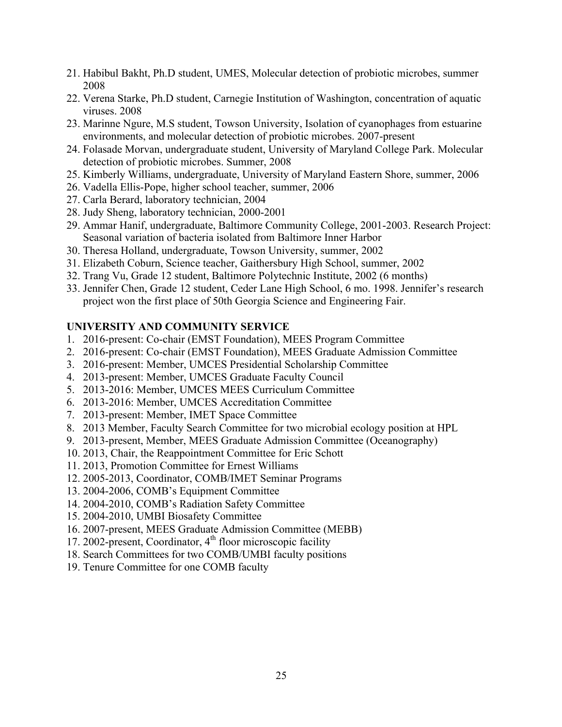21. Habibul Bakht, Ph.D student, UMES, Molecular detection of probiotic microbes, summer 2008
22. Verena Starke, Ph.D student, Carnegie Institution of Washington, concentration of aquatic viruses. 2008
23. Marinne Ngure, M.S student, Towson University, Isolation of cyanophages from estuarine environments, and molecular detection of probiotic microbes. 2007-present
24. Folasade Morvan, undergraduate student, University of Maryland College Park. Molecular detection of probiotic microbes. Summer, 2008
25. Kimberly Williams, undergraduate, University of Maryland Eastern Shore, summer, 2006
26. Vadella Ellis-Pope, higher school teacher, summer, 2006
27. Carla Berard, laboratory technician, 2004
28. Judy Sheng, laboratory technician, 2000-2001
29. Ammar Hanif, undergraduate, Baltimore Community College, 2001-2003. Research Project: Seasonal variation of bacteria isolated from Baltimore Inner Harbor
30. Theresa Holland, undergraduate, Towson University, summer, 2002
31. Elizabeth Coburn, Science teacher, Gaithersbury High School, summer, 2002
32. Trang Vu, Grade 12 student, Baltimore Polytechnic Institute, 2002 (6 months)
33. Jennifer Chen, Grade 12 student, Ceder Lane High School, 6 mo. 1998. Jennifer's research project won the first place of 50th Georgia Science and Engineering Fair.

## UNIVERSITY AND COMMUNITY SERVICE

1. 2016-present: Co-chair (EMST Foundation), MEES Program Committee
2. 2016-present: Co-chair (EMST Foundation), MEES Graduate Admission Committee
3. 2016-present: Member, UMCES Presidential Scholarship Committee
4. 2013-present: Member, UMCES Graduate Faculty Council
5. 2013-2016: Member, UMCES MEES Curriculum Committee
6. 2013-2016: Member, UMCES Accreditation Committee
7. 2013-present: Member, IMET Space Committee
8. 2013 Member, Faculty Search Committee for two microbial ecology position at HPL
9. 2013-present, Member, MEES Graduate Admission Committee (Oceanography)
10. 2013, Chair, the Reappointment Committee for Eric Schott
11. 2013, Promotion Committee for Ernest Williams
12. 2005-2013, Coordinator, COMB/IMET Seminar Programs
13. 2004-2006, COMB's Equipment Committee
14. 2004-2010, COMB's Radiation Safety Committee
15. 2004-2010, UMBI Biosafety Committee
16. 2007-present, MEES Graduate Admission Committee (MEBB)
17. 2002-present, Coordinator, 4$^{th}$ floor microscopic facility
18. Search Committees for two COMB/UMBI faculty positions
19. Tenure Committee for one COMB faculty